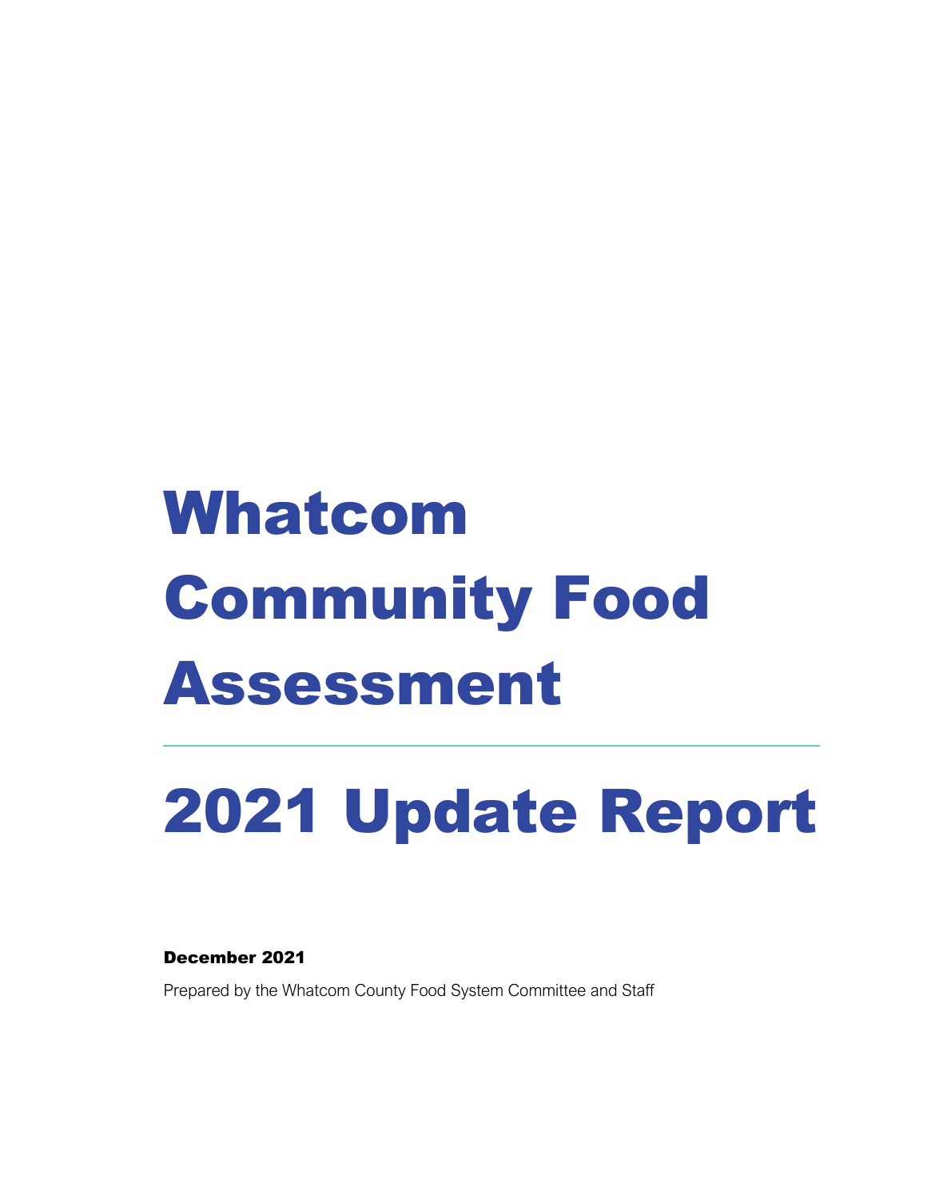# Whatcom Community Food Assessment

---

# 2021 Update Report

**December 2021**

Prepared by the Whatcom County Food System Committee and Staff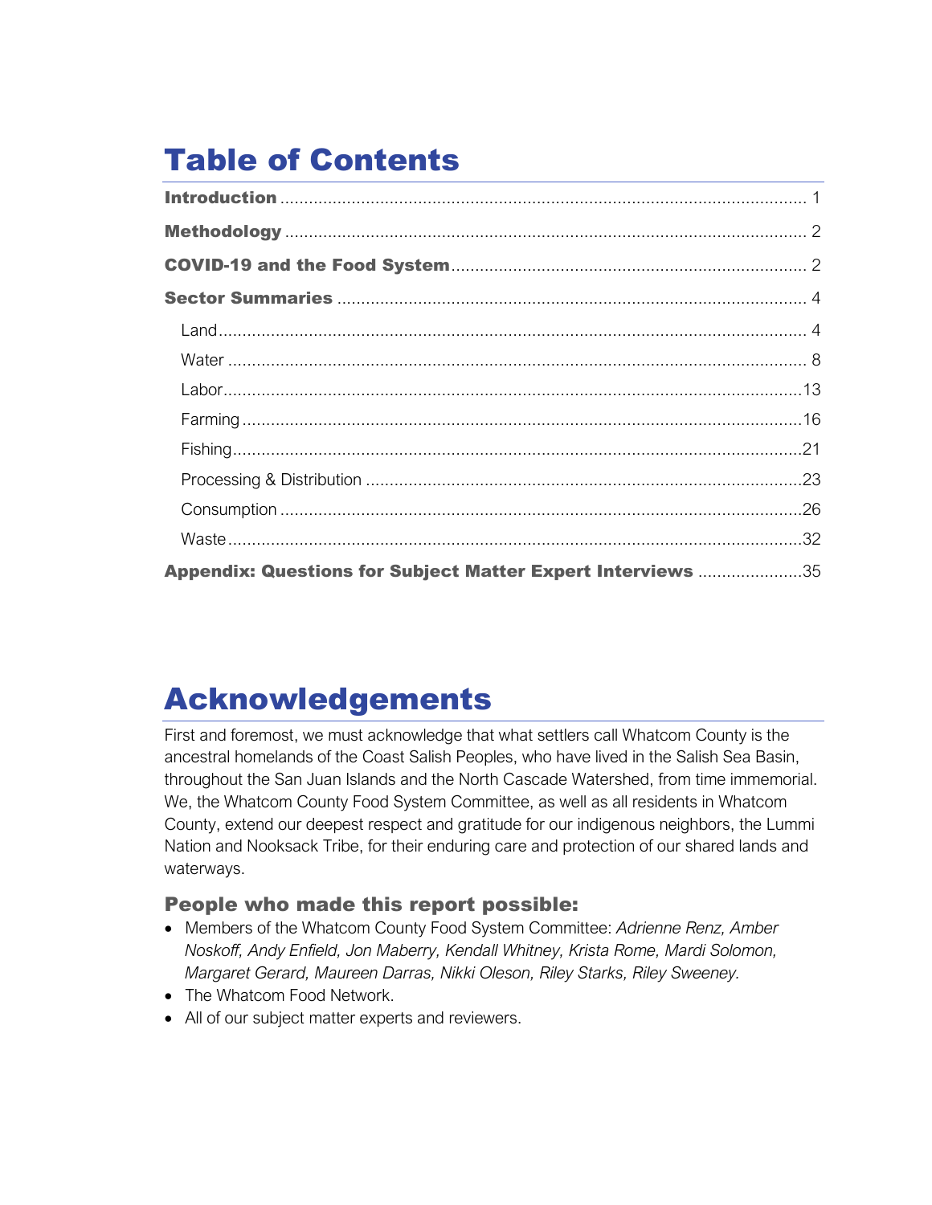# Table of Contents

**Introduction** ........................................................................................................ 1

**Methodology** ....................................................................................................... 2

**COVID-19 and the Food System** ........................................................................ 2

**Sector Summaries** .............................................................................................. 4

- Land ...................................................................................................................... 4
- Water .................................................................................................................... 8
- Labor .................................................................................................................... 13
- Farming ................................................................................................................ 16
- Fishing ................................................................................................................. 21
- Processing & Distribution .................................................................................... 23
- Consumption ........................................................................................................ 26
- Waste ................................................................................................................... 32

**Appendix: Questions for Subject Matter Expert Interviews** ................................ 35

# Acknowledgements

First and foremost, we must acknowledge that what settlers call Whatcom County is the ancestral homelands of the Coast Salish Peoples, who have lived in the Salish Sea Basin, throughout the San Juan Islands and the North Cascade Watershed, from time immemorial. We, the Whatcom County Food System Committee, as well as all residents in Whatcom County, extend our deepest respect and gratitude for our indigenous neighbors, the Lummi Nation and Nooksack Tribe, for their enduring care and protection of our shared lands and waterways.

## People who made this report possible:

- Members of the Whatcom County Food System Committee: *Adrienne Renz, Amber Noskoff, Andy Enfield, Jon Maberry, Kendall Whitney, Krista Rome, Mardi Solomon, Margaret Gerard, Maureen Darras, Nikki Oleson, Riley Starks, Riley Sweeney.*
- The Whatcom Food Network.
- All of our subject matter experts and reviewers.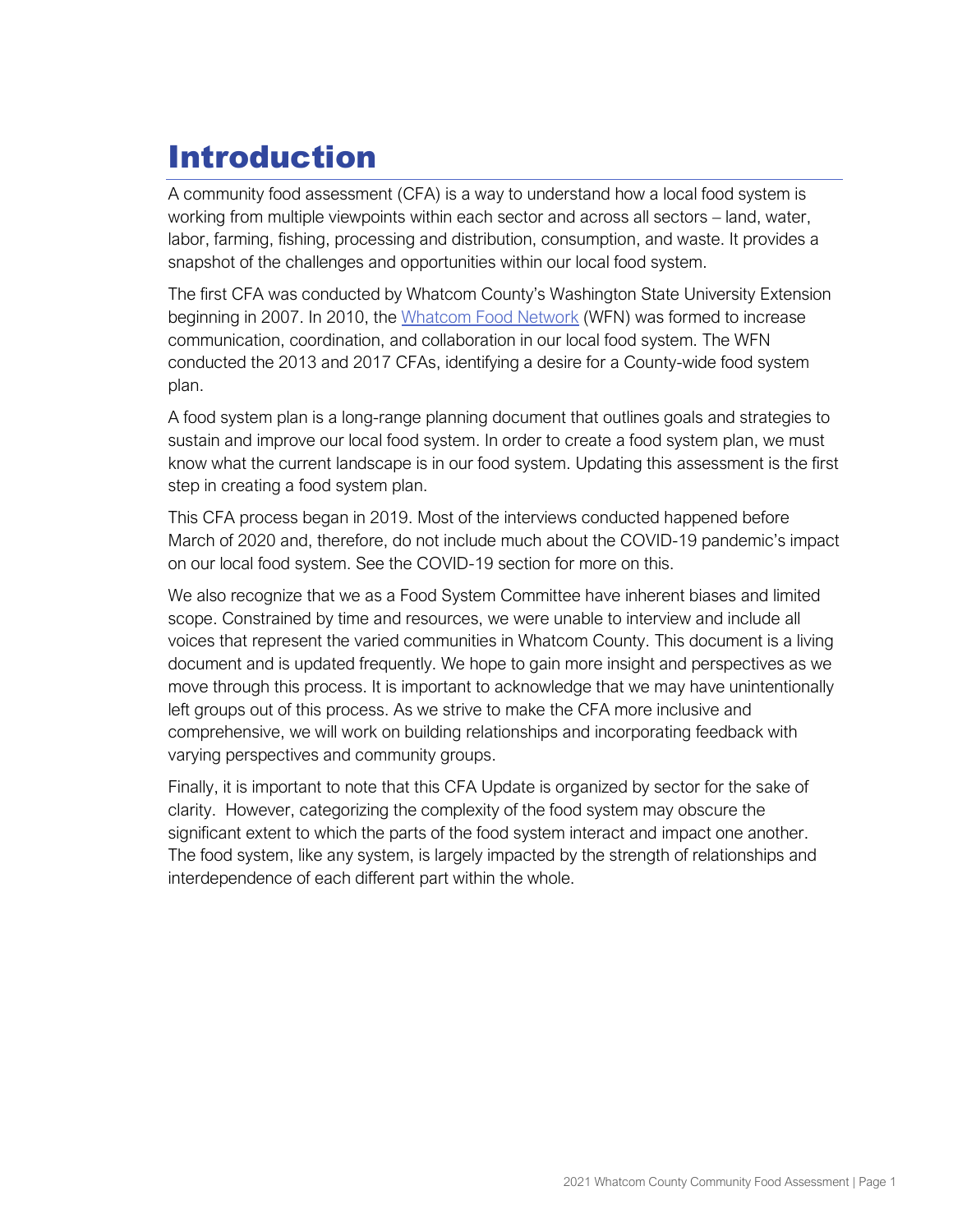# Introduction

A community food assessment (CFA) is a way to understand how a local food system is working from multiple viewpoints within each sector and across all sectors – land, water, labor, farming, fishing, processing and distribution, consumption, and waste. It provides a snapshot of the challenges and opportunities within our local food system.

The first CFA was conducted by Whatcom County's Washington State University Extension beginning in 2007. In 2010, the Whatcom Food Network (WFN) was formed to increase communication, coordination, and collaboration in our local food system. The WFN conducted the 2013 and 2017 CFAs, identifying a desire for a County-wide food system plan.

A food system plan is a long-range planning document that outlines goals and strategies to sustain and improve our local food system. In order to create a food system plan, we must know what the current landscape is in our food system. Updating this assessment is the first step in creating a food system plan.

This CFA process began in 2019. Most of the interviews conducted happened before March of 2020 and, therefore, do not include much about the COVID-19 pandemic's impact on our local food system. See the COVID-19 section for more on this.

We also recognize that we as a Food System Committee have inherent biases and limited scope. Constrained by time and resources, we were unable to interview and include all voices that represent the varied communities in Whatcom County. This document is a living document and is updated frequently. We hope to gain more insight and perspectives as we move through this process. It is important to acknowledge that we may have unintentionally left groups out of this process. As we strive to make the CFA more inclusive and comprehensive, we will work on building relationships and incorporating feedback with varying perspectives and community groups.

Finally, it is important to note that this CFA Update is organized by sector for the sake of clarity. However, categorizing the complexity of the food system may obscure the significant extent to which the parts of the food system interact and impact one another. The food system, like any system, is largely impacted by the strength of relationships and interdependence of each different part within the whole.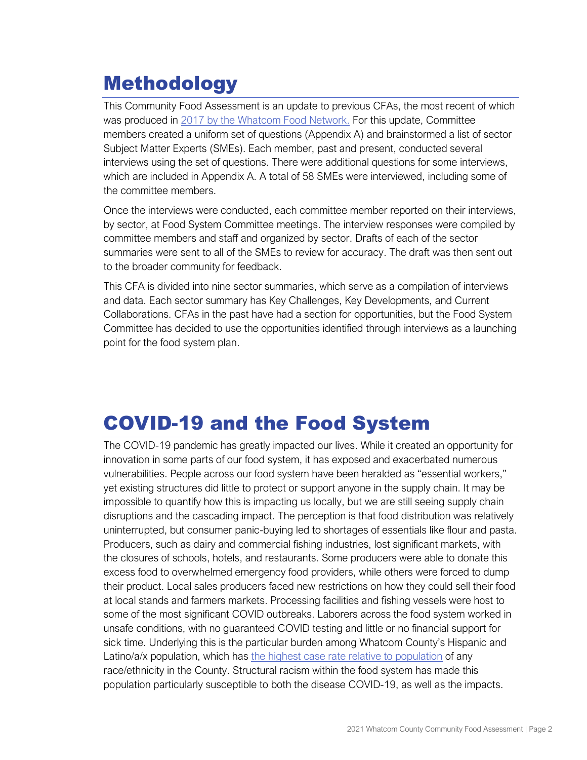# Methodology

This Community Food Assessment is an update to previous CFAs, the most recent of which was produced in 2017 by the Whatcom Food Network. For this update, Committee members created a uniform set of questions (Appendix A) and brainstormed a list of sector Subject Matter Experts (SMEs). Each member, past and present, conducted several interviews using the set of questions. There were additional questions for some interviews, which are included in Appendix A. A total of 58 SMEs were interviewed, including some of the committee members.

Once the interviews were conducted, each committee member reported on their interviews, by sector, at Food System Committee meetings. The interview responses were compiled by committee members and staff and organized by sector. Drafts of each of the sector summaries were sent to all of the SMEs to review for accuracy. The draft was then sent out to the broader community for feedback.

This CFA is divided into nine sector summaries, which serve as a compilation of interviews and data. Each sector summary has Key Challenges, Key Developments, and Current Collaborations. CFAs in the past have had a section for opportunities, but the Food System Committee has decided to use the opportunities identified through interviews as a launching point for the food system plan.

# COVID-19 and the Food System

The COVID-19 pandemic has greatly impacted our lives. While it created an opportunity for innovation in some parts of our food system, it has exposed and exacerbated numerous vulnerabilities. People across our food system have been heralded as "essential workers," yet existing structures did little to protect or support anyone in the supply chain. It may be impossible to quantify how this is impacting us locally, but we are still seeing supply chain disruptions and the cascading impact. The perception is that food distribution was relatively uninterrupted, but consumer panic-buying led to shortages of essentials like flour and pasta. Producers, such as dairy and commercial fishing industries, lost significant markets, with the closures of schools, hotels, and restaurants. Some producers were able to donate this excess food to overwhelmed emergency food providers, while others were forced to dump their product. Local sales producers faced new restrictions on how they could sell their food at local stands and farmers markets. Processing facilities and fishing vessels were host to some of the most significant COVID outbreaks. Laborers across the food system worked in unsafe conditions, with no guaranteed COVID testing and little or no financial support for sick time. Underlying this is the particular burden among Whatcom County's Hispanic and Latino/a/x population, which has the highest case rate relative to population of any race/ethnicity in the County. Structural racism within the food system has made this population particularly susceptible to both the disease COVID-19, as well as the impacts.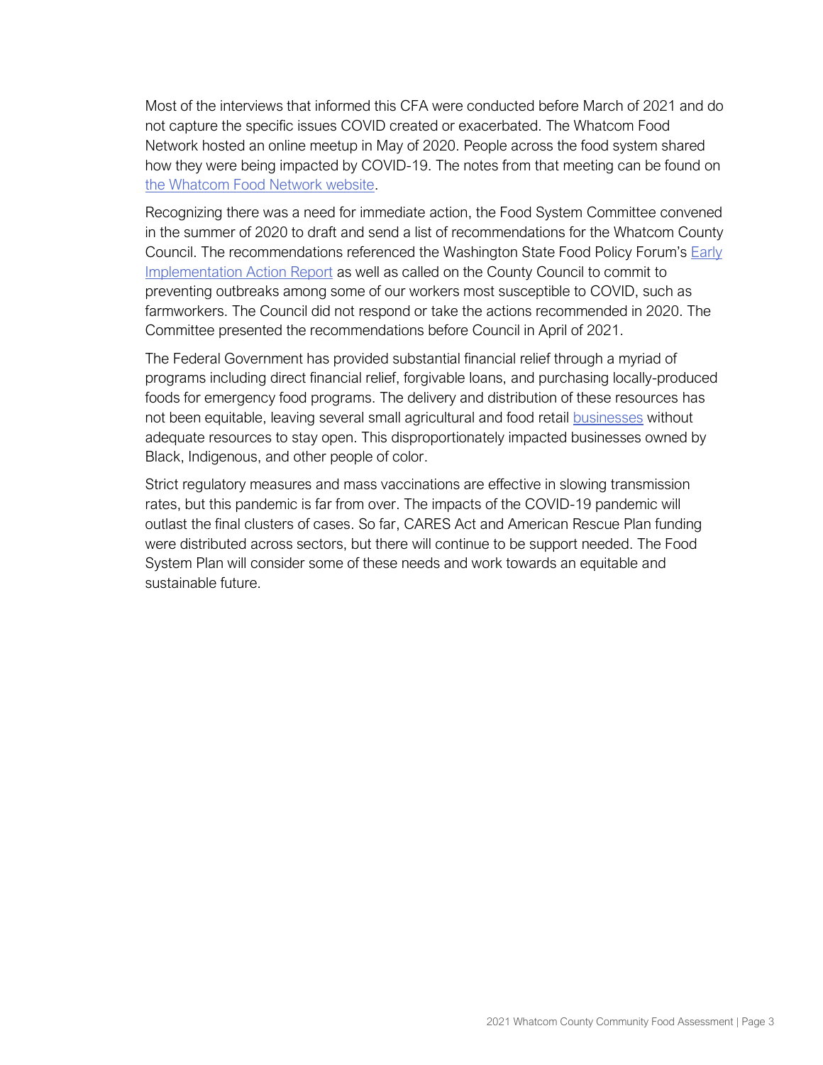Most of the interviews that informed this CFA were conducted before March of 2021 and do not capture the specific issues COVID created or exacerbated. The Whatcom Food Network hosted an online meetup in May of 2020. People across the food system shared how they were being impacted by COVID-19. The notes from that meeting can be found on the Whatcom Food Network website.

Recognizing there was a need for immediate action, the Food System Committee convened in the summer of 2020 to draft and send a list of recommendations for the Whatcom County Council. The recommendations referenced the Washington State Food Policy Forum's Early Implementation Action Report as well as called on the County Council to commit to preventing outbreaks among some of our workers most susceptible to COVID, such as farmworkers. The Council did not respond or take the actions recommended in 2020. The Committee presented the recommendations before Council in April of 2021.

The Federal Government has provided substantial financial relief through a myriad of programs including direct financial relief, forgivable loans, and purchasing locally-produced foods for emergency food programs. The delivery and distribution of these resources has not been equitable, leaving several small agricultural and food retail businesses without adequate resources to stay open. This disproportionately impacted businesses owned by Black, Indigenous, and other people of color.

Strict regulatory measures and mass vaccinations are effective in slowing transmission rates, but this pandemic is far from over. The impacts of the COVID-19 pandemic will outlast the final clusters of cases. So far, CARES Act and American Rescue Plan funding were distributed across sectors, but there will continue to be support needed. The Food System Plan will consider some of these needs and work towards an equitable and sustainable future.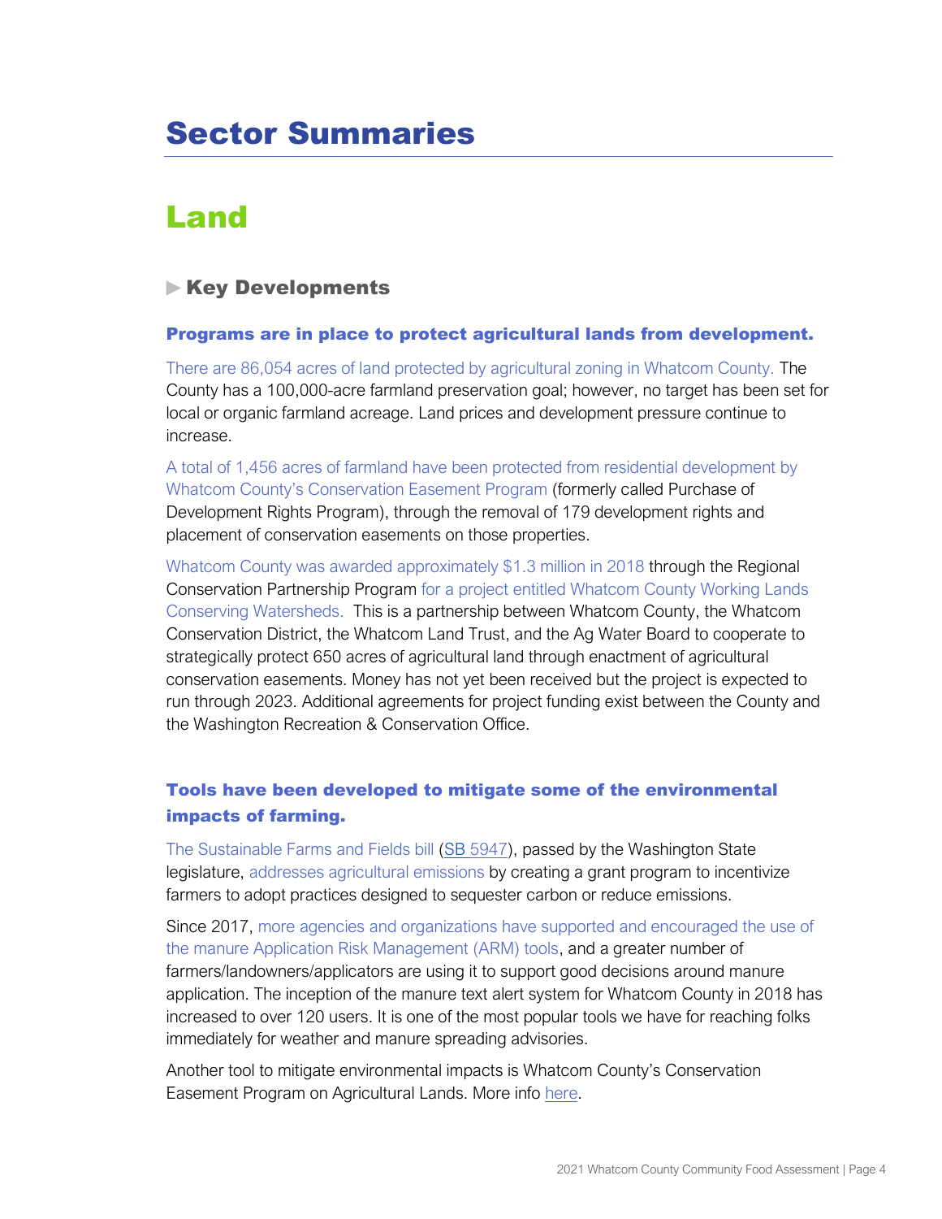# Sector Summaries

## Land

### ▶ Key Developments

#### Programs are in place to protect agricultural lands from development.

There are 86,054 acres of land protected by agricultural zoning in Whatcom County. The County has a 100,000-acre farmland preservation goal; however, no target has been set for local or organic farmland acreage. Land prices and development pressure continue to increase.

A total of 1,456 acres of farmland have been protected from residential development by Whatcom County's Conservation Easement Program (formerly called Purchase of Development Rights Program), through the removal of 179 development rights and placement of conservation easements on those properties.

Whatcom County was awarded approximately $1.3 million in 2018 through the Regional Conservation Partnership Program for a project entitled Whatcom County Working Lands Conserving Watersheds. This is a partnership between Whatcom County, the Whatcom Conservation District, the Whatcom Land Trust, and the Ag Water Board to cooperate to strategically protect 650 acres of agricultural land through enactment of agricultural conservation easements. Money has not yet been received but the project is expected to run through 2023. Additional agreements for project funding exist between the County and the Washington Recreation & Conservation Office.

#### Tools have been developed to mitigate some of the environmental impacts of farming.

The Sustainable Farms and Fields bill (SB 5947), passed by the Washington State legislature, addresses agricultural emissions by creating a grant program to incentivize farmers to adopt practices designed to sequester carbon or reduce emissions.

Since 2017, more agencies and organizations have supported and encouraged the use of the manure Application Risk Management (ARM) tools, and a greater number of farmers/landowners/applicators are using it to support good decisions around manure application. The inception of the manure text alert system for Whatcom County in 2018 has increased to over 120 users. It is one of the most popular tools we have for reaching folks immediately for weather and manure spreading advisories.

Another tool to mitigate environmental impacts is Whatcom County's Conservation Easement Program on Agricultural Lands. More info here.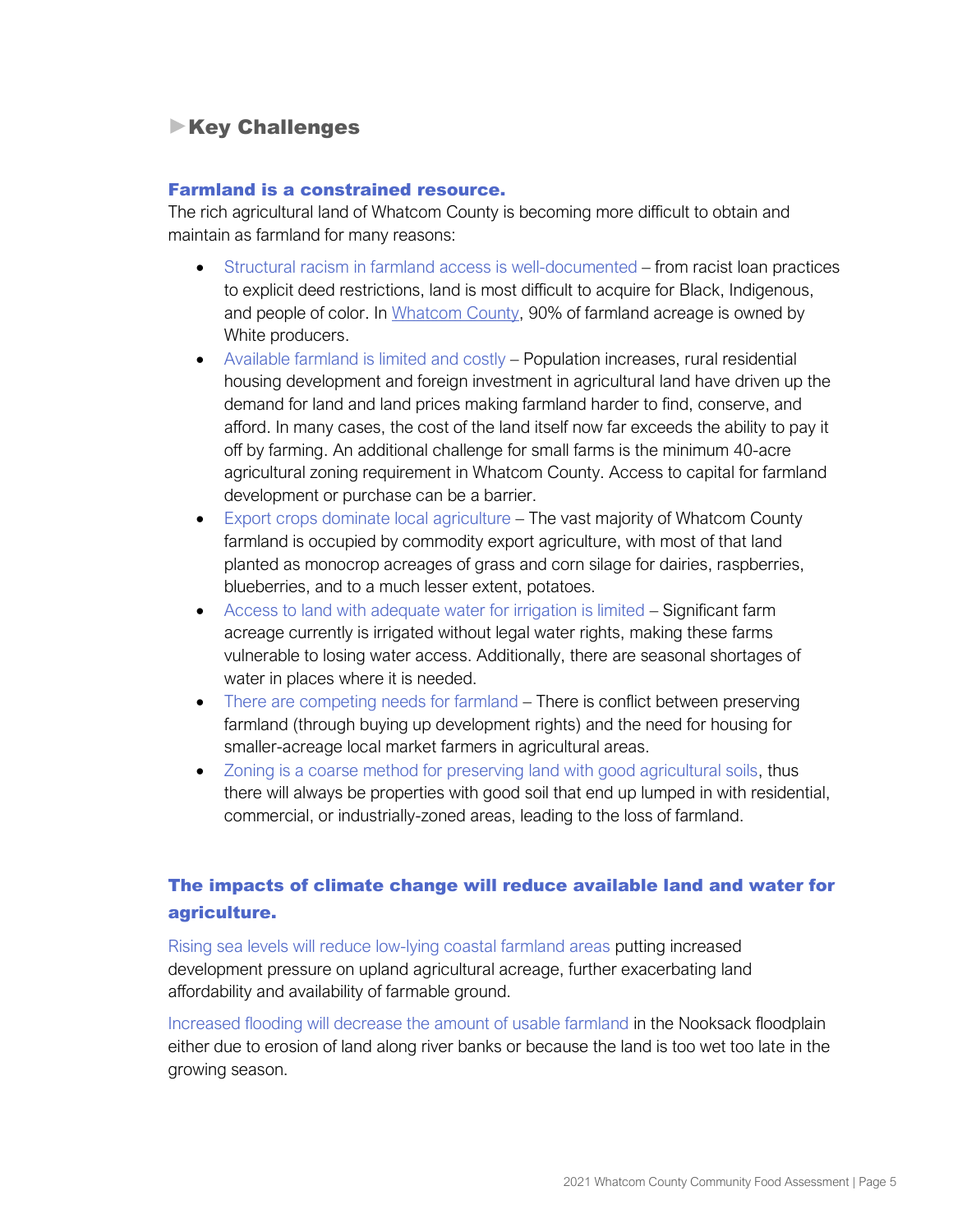## ►Key Challenges

### Farmland is a constrained resource.

The rich agricultural land of Whatcom County is becoming more difficult to obtain and maintain as farmland for many reasons:

- Structural racism in farmland access is well-documented – from racist loan practices to explicit deed restrictions, land is most difficult to acquire for Black, Indigenous, and people of color. In Whatcom County, 90% of farmland acreage is owned by White producers.
- Available farmland is limited and costly – Population increases, rural residential housing development and foreign investment in agricultural land have driven up the demand for land and land prices making farmland harder to find, conserve, and afford. In many cases, the cost of the land itself now far exceeds the ability to pay it off by farming. An additional challenge for small farms is the minimum 40-acre agricultural zoning requirement in Whatcom County. Access to capital for farmland development or purchase can be a barrier.
- Export crops dominate local agriculture – The vast majority of Whatcom County farmland is occupied by commodity export agriculture, with most of that land planted as monocrop acreages of grass and corn silage for dairies, raspberries, blueberries, and to a much lesser extent, potatoes.
- Access to land with adequate water for irrigation is limited – Significant farm acreage currently is irrigated without legal water rights, making these farms vulnerable to losing water access. Additionally, there are seasonal shortages of water in places where it is needed.
- There are competing needs for farmland – There is conflict between preserving farmland (through buying up development rights) and the need for housing for smaller-acreage local market farmers in agricultural areas.
- Zoning is a coarse method for preserving land with good agricultural soils, thus there will always be properties with good soil that end up lumped in with residential, commercial, or industrially-zoned areas, leading to the loss of farmland.

### The impacts of climate change will reduce available land and water for agriculture.

Rising sea levels will reduce low-lying coastal farmland areas putting increased development pressure on upland agricultural acreage, further exacerbating land affordability and availability of farmable ground.

Increased flooding will decrease the amount of usable farmland in the Nooksack floodplain either due to erosion of land along river banks or because the land is too wet too late in the growing season.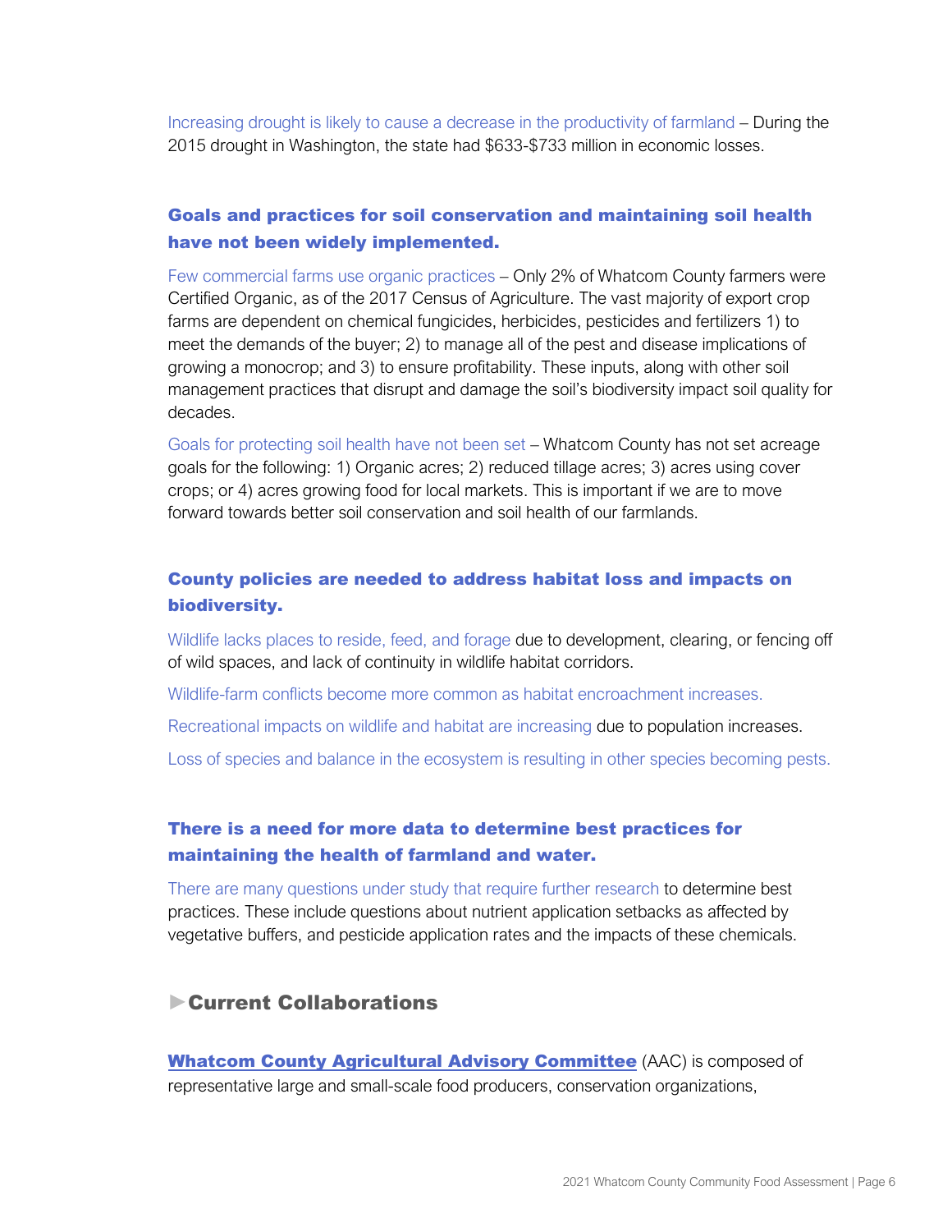Increasing drought is likely to cause a decrease in the productivity of farmland – During the 2015 drought in Washington, the state had $633-$733 million in economic losses.

### Goals and practices for soil conservation and maintaining soil health have not been widely implemented.

Few commercial farms use organic practices – Only 2% of Whatcom County farmers were Certified Organic, as of the 2017 Census of Agriculture. The vast majority of export crop farms are dependent on chemical fungicides, herbicides, pesticides and fertilizers 1) to meet the demands of the buyer; 2) to manage all of the pest and disease implications of growing a monocrop; and 3) to ensure profitability. These inputs, along with other soil management practices that disrupt and damage the soil's biodiversity impact soil quality for decades.

Goals for protecting soil health have not been set – Whatcom County has not set acreage goals for the following: 1) Organic acres; 2) reduced tillage acres; 3) acres using cover crops; or 4) acres growing food for local markets. This is important if we are to move forward towards better soil conservation and soil health of our farmlands.

### County policies are needed to address habitat loss and impacts on biodiversity.

Wildlife lacks places to reside, feed, and forage due to development, clearing, or fencing off of wild spaces, and lack of continuity in wildlife habitat corridors.

Wildlife-farm conflicts become more common as habitat encroachment increases.

Recreational impacts on wildlife and habitat are increasing due to population increases.

Loss of species and balance in the ecosystem is resulting in other species becoming pests.

### There is a need for more data to determine best practices for maintaining the health of farmland and water.

There are many questions under study that require further research to determine best practices. These include questions about nutrient application setbacks as affected by vegetative buffers, and pesticide application rates and the impacts of these chemicals.

## ►Current Collaborations

**Whatcom County Agricultural Advisory Committee** (AAC) is composed of representative large and small-scale food producers, conservation organizations,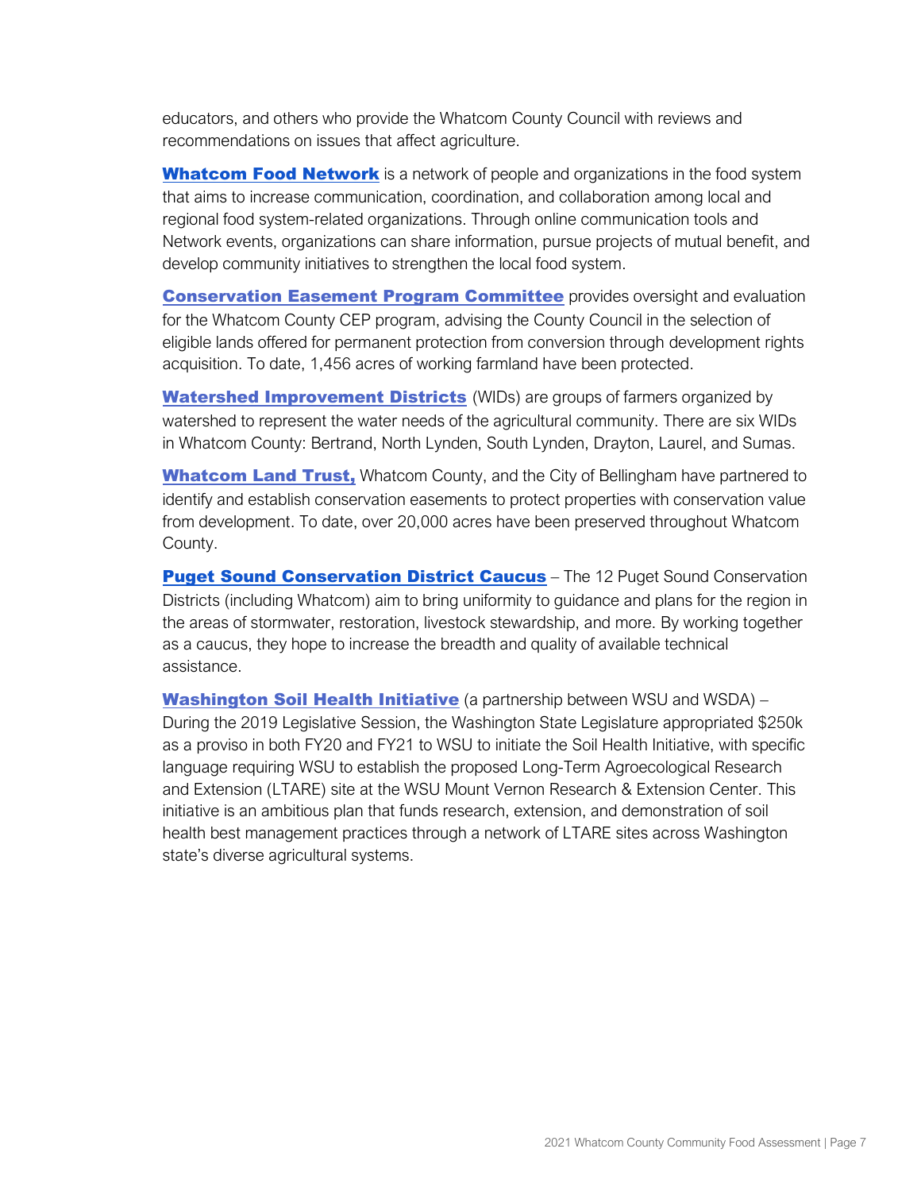educators, and others who provide the Whatcom County Council with reviews and recommendations on issues that affect agriculture.

**Whatcom Food Network** is a network of people and organizations in the food system that aims to increase communication, coordination, and collaboration among local and regional food system-related organizations. Through online communication tools and Network events, organizations can share information, pursue projects of mutual benefit, and develop community initiatives to strengthen the local food system.

**Conservation Easement Program Committee** provides oversight and evaluation for the Whatcom County CEP program, advising the County Council in the selection of eligible lands offered for permanent protection from conversion through development rights acquisition. To date, 1,456 acres of working farmland have been protected.

**Watershed Improvement Districts** (WIDs) are groups of farmers organized by watershed to represent the water needs of the agricultural community. There are six WIDs in Whatcom County: Bertrand, North Lynden, South Lynden, Drayton, Laurel, and Sumas.

**Whatcom Land Trust,** Whatcom County, and the City of Bellingham have partnered to identify and establish conservation easements to protect properties with conservation value from development. To date, over 20,000 acres have been preserved throughout Whatcom County.

**Puget Sound Conservation District Caucus** – The 12 Puget Sound Conservation Districts (including Whatcom) aim to bring uniformity to guidance and plans for the region in the areas of stormwater, restoration, livestock stewardship, and more. By working together as a caucus, they hope to increase the breadth and quality of available technical assistance.

**Washington Soil Health Initiative** (a partnership between WSU and WSDA) – During the 2019 Legislative Session, the Washington State Legislature appropriated $250k as a proviso in both FY20 and FY21 to WSU to initiate the Soil Health Initiative, with specific language requiring WSU to establish the proposed Long-Term Agroecological Research and Extension (LTARE) site at the WSU Mount Vernon Research & Extension Center. This initiative is an ambitious plan that funds research, extension, and demonstration of soil health best management practices through a network of LTARE sites across Washington state's diverse agricultural systems.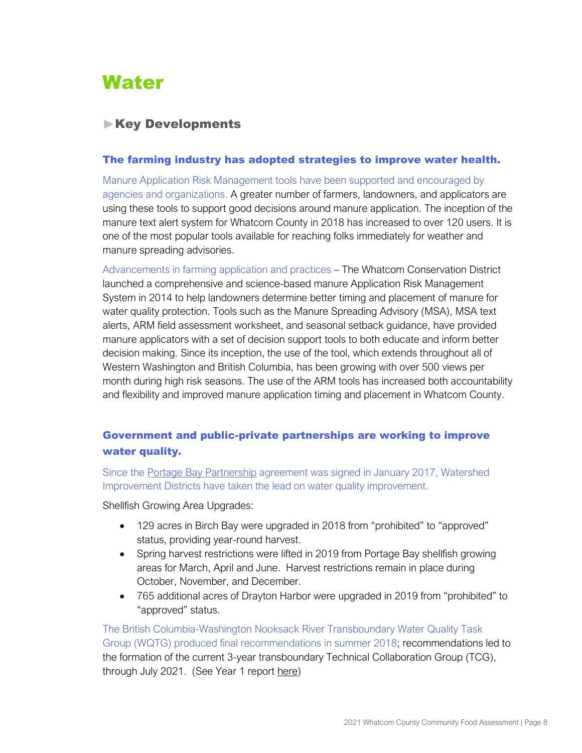# Water

## ▶Key Developments

### The farming industry has adopted strategies to improve water health.

Manure Application Risk Management tools have been supported and encouraged by agencies and organizations. A greater number of farmers, landowners, and applicators are using these tools to support good decisions around manure application. The inception of the manure text alert system for Whatcom County in 2018 has increased to over 120 users. It is one of the most popular tools available for reaching folks immediately for weather and manure spreading advisories.

Advancements in farming application and practices – The Whatcom Conservation District launched a comprehensive and science-based manure Application Risk Management System in 2014 to help landowners determine better timing and placement of manure for water quality protection. Tools such as the Manure Spreading Advisory (MSA), MSA text alerts, ARM field assessment worksheet, and seasonal setback guidance, have provided manure applicators with a set of decision support tools to both educate and inform better decision making. Since its inception, the use of the tool, which extends throughout all of Western Washington and British Columbia, has been growing with over 500 views per month during high risk seasons. The use of the ARM tools has increased both accountability and flexibility and improved manure application timing and placement in Whatcom County.

### Government and public-private partnerships are working to improve water quality.

Since the Portage Bay Partnership agreement was signed in January 2017, Watershed Improvement Districts have taken the lead on water quality improvement.

Shellfish Growing Area Upgrades:

- 129 acres in Birch Bay were upgraded in 2018 from "prohibited" to "approved" status, providing year-round harvest.
- Spring harvest restrictions were lifted in 2019 from Portage Bay shellfish growing areas for March, April and June. Harvest restrictions remain in place during October, November, and December.
- 765 additional acres of Drayton Harbor were upgraded in 2019 from "prohibited" to "approved" status.

The British Columbia-Washington Nooksack River Transboundary Water Quality Task Group (WQTG) produced final recommendations in summer 2018; recommendations led to the formation of the current 3-year transboundary Technical Collaboration Group (TCG), through July 2021. (See Year 1 report here)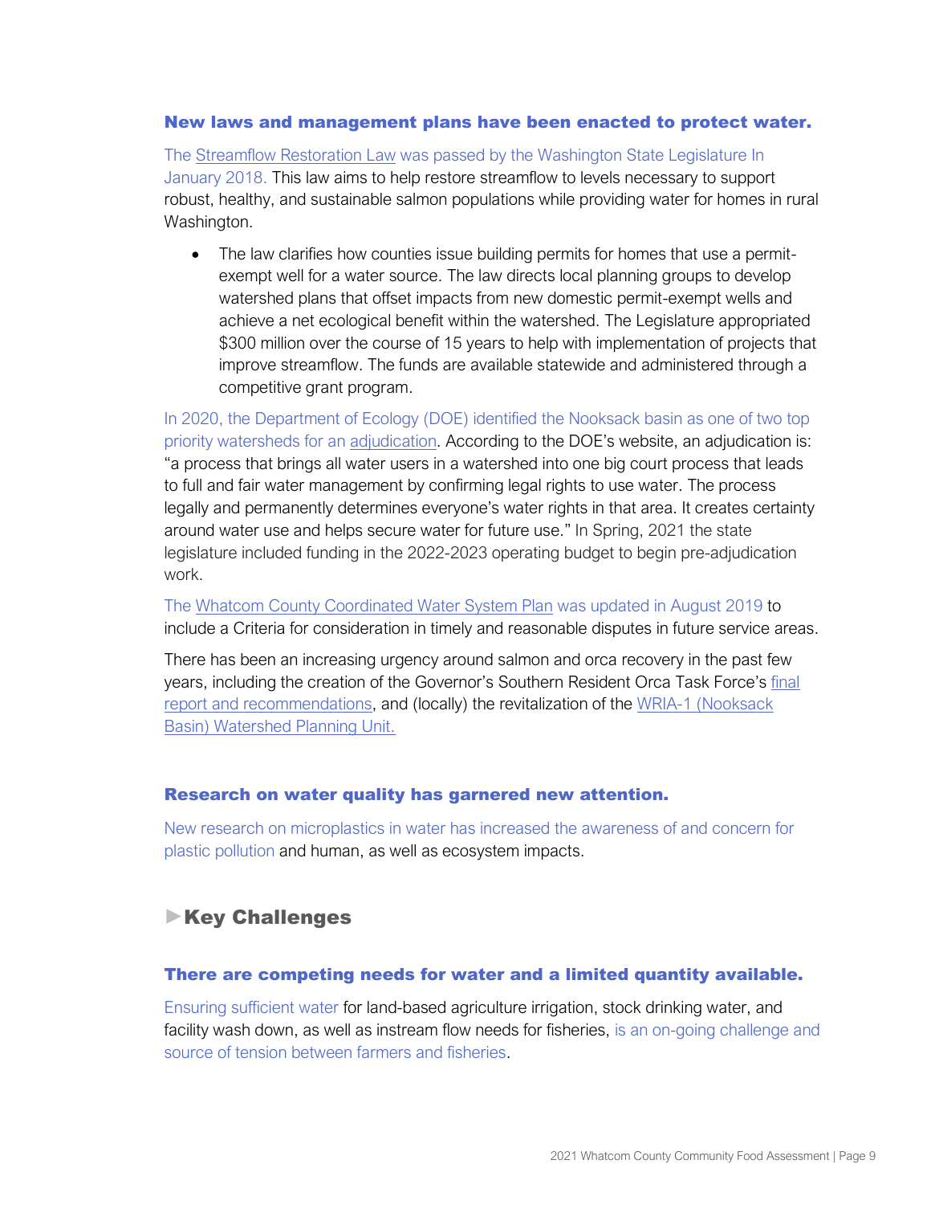### New laws and management plans have been enacted to protect water.

The Streamflow Restoration Law was passed by the Washington State Legislature In January 2018. This law aims to help restore streamflow to levels necessary to support robust, healthy, and sustainable salmon populations while providing water for homes in rural Washington.

- The law clarifies how counties issue building permits for homes that use a permit-exempt well for a water source. The law directs local planning groups to develop watershed plans that offset impacts from new domestic permit-exempt wells and achieve a net ecological benefit within the watershed. The Legislature appropriated $300 million over the course of 15 years to help with implementation of projects that improve streamflow. The funds are available statewide and administered through a competitive grant program.

In 2020, the Department of Ecology (DOE) identified the Nooksack basin as one of two top priority watersheds for an adjudication. According to the DOE's website, an adjudication is: "a process that brings all water users in a watershed into one big court process that leads to full and fair water management by confirming legal rights to use water. The process legally and permanently determines everyone's water rights in that area. It creates certainty around water use and helps secure water for future use." In Spring, 2021 the state legislature included funding in the 2022-2023 operating budget to begin pre-adjudication work.

The Whatcom County Coordinated Water System Plan was updated in August 2019 to include a Criteria for consideration in timely and reasonable disputes in future service areas.

There has been an increasing urgency around salmon and orca recovery in the past few years, including the creation of the Governor's Southern Resident Orca Task Force's final report and recommendations, and (locally) the revitalization of the WRIA-1 (Nooksack Basin) Watershed Planning Unit.

### Research on water quality has garnered new attention.

New research on microplastics in water has increased the awareness of and concern for plastic pollution and human, as well as ecosystem impacts.

## ►Key Challenges

### There are competing needs for water and a limited quantity available.

Ensuring sufficient water for land-based agriculture irrigation, stock drinking water, and facility wash down, as well as instream flow needs for fisheries, is an on-going challenge and source of tension between farmers and fisheries.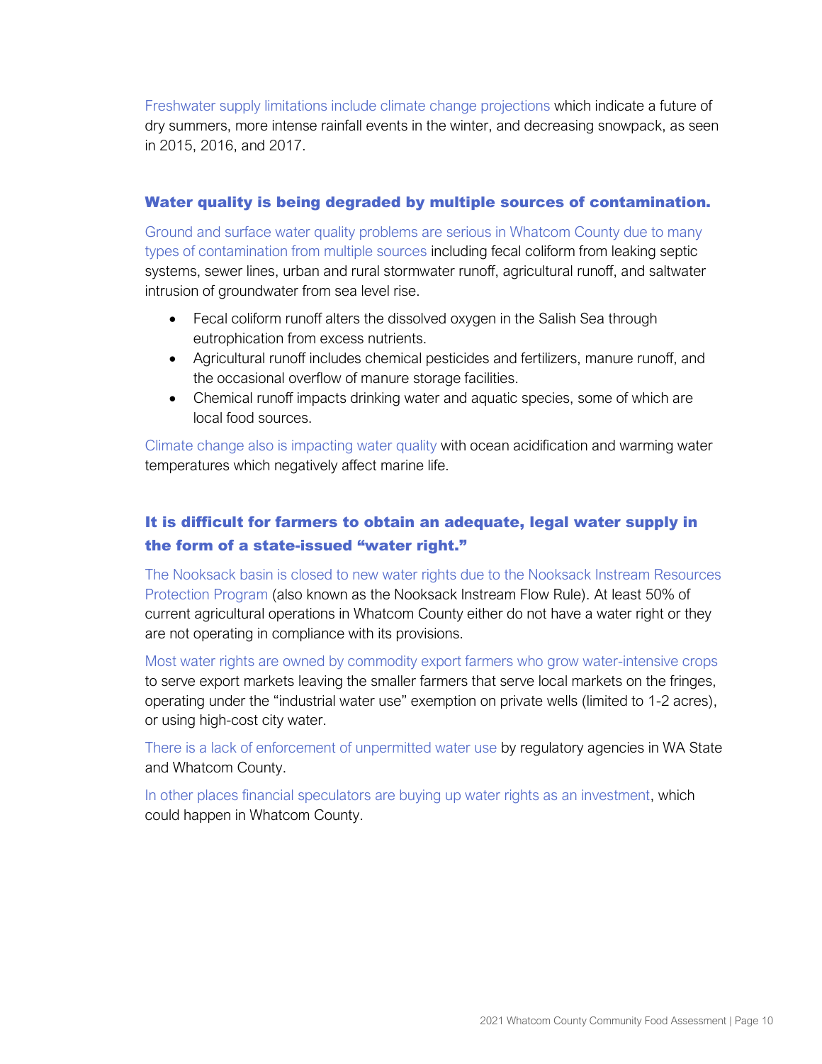Freshwater supply limitations include climate change projections which indicate a future of dry summers, more intense rainfall events in the winter, and decreasing snowpack, as seen in 2015, 2016, and 2017.

### Water quality is being degraded by multiple sources of contamination.

Ground and surface water quality problems are serious in Whatcom County due to many types of contamination from multiple sources including fecal coliform from leaking septic systems, sewer lines, urban and rural stormwater runoff, agricultural runoff, and saltwater intrusion of groundwater from sea level rise.

- Fecal coliform runoff alters the dissolved oxygen in the Salish Sea through eutrophication from excess nutrients.
- Agricultural runoff includes chemical pesticides and fertilizers, manure runoff, and the occasional overflow of manure storage facilities.
- Chemical runoff impacts drinking water and aquatic species, some of which are local food sources.

Climate change also is impacting water quality with ocean acidification and warming water temperatures which negatively affect marine life.

### It is difficult for farmers to obtain an adequate, legal water supply in the form of a state-issued "water right."

The Nooksack basin is closed to new water rights due to the Nooksack Instream Resources Protection Program (also known as the Nooksack Instream Flow Rule). At least 50% of current agricultural operations in Whatcom County either do not have a water right or they are not operating in compliance with its provisions.

Most water rights are owned by commodity export farmers who grow water-intensive crops to serve export markets leaving the smaller farmers that serve local markets on the fringes, operating under the "industrial water use" exemption on private wells (limited to 1-2 acres), or using high-cost city water.

There is a lack of enforcement of unpermitted water use by regulatory agencies in WA State and Whatcom County.

In other places financial speculators are buying up water rights as an investment, which could happen in Whatcom County.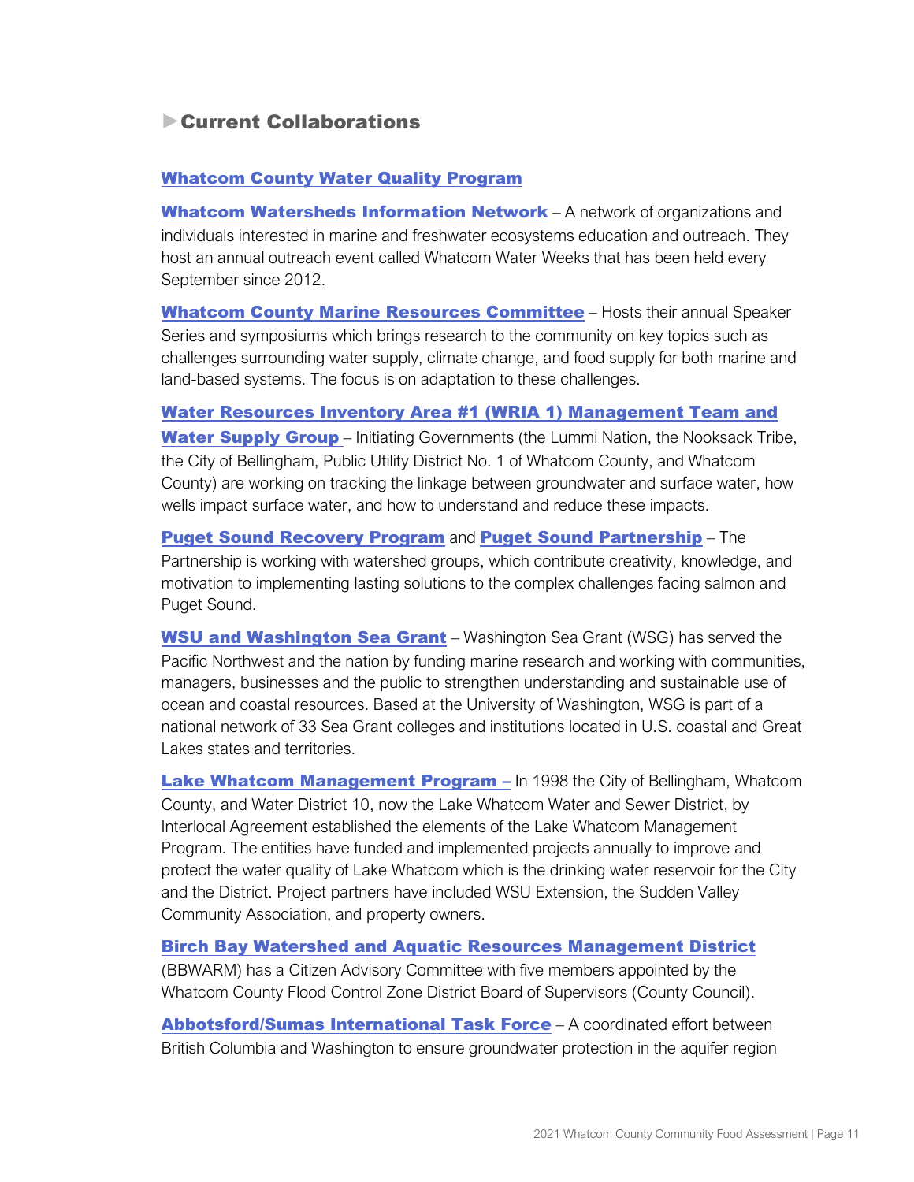## ►Current Collaborations

**Whatcom County Water Quality Program**

**Whatcom Watersheds Information Network** – A network of organizations and individuals interested in marine and freshwater ecosystems education and outreach. They host an annual outreach event called Whatcom Water Weeks that has been held every September since 2012.

**Whatcom County Marine Resources Committee** – Hosts their annual Speaker Series and symposiums which brings research to the community on key topics such as challenges surrounding water supply, climate change, and food supply for both marine and land-based systems. The focus is on adaptation to these challenges.

**Water Resources Inventory Area #1 (WRIA 1) Management Team and Water Supply Group** – Initiating Governments (the Lummi Nation, the Nooksack Tribe, the City of Bellingham, Public Utility District No. 1 of Whatcom County, and Whatcom County) are working on tracking the linkage between groundwater and surface water, how wells impact surface water, and how to understand and reduce these impacts.

**Puget Sound Recovery Program** and **Puget Sound Partnership** – The Partnership is working with watershed groups, which contribute creativity, knowledge, and motivation to implementing lasting solutions to the complex challenges facing salmon and Puget Sound.

**WSU and Washington Sea Grant** – Washington Sea Grant (WSG) has served the Pacific Northwest and the nation by funding marine research and working with communities, managers, businesses and the public to strengthen understanding and sustainable use of ocean and coastal resources. Based at the University of Washington, WSG is part of a national network of 33 Sea Grant colleges and institutions located in U.S. coastal and Great Lakes states and territories.

**Lake Whatcom Management Program –** In 1998 the City of Bellingham, Whatcom County, and Water District 10, now the Lake Whatcom Water and Sewer District, by Interlocal Agreement established the elements of the Lake Whatcom Management Program. The entities have funded and implemented projects annually to improve and protect the water quality of Lake Whatcom which is the drinking water reservoir for the City and the District. Project partners have included WSU Extension, the Sudden Valley Community Association, and property owners.

**Birch Bay Watershed and Aquatic Resources Management District** (BBWARM) has a Citizen Advisory Committee with five members appointed by the Whatcom County Flood Control Zone District Board of Supervisors (County Council).

**Abbotsford/Sumas International Task Force** – A coordinated effort between British Columbia and Washington to ensure groundwater protection in the aquifer region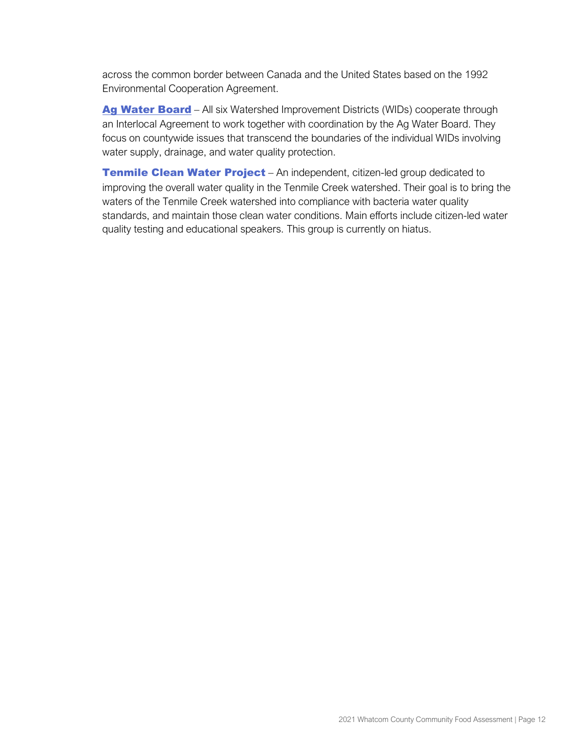across the common border between Canada and the United States based on the 1992 Environmental Cooperation Agreement.

**Ag Water Board** – All six Watershed Improvement Districts (WIDs) cooperate through an Interlocal Agreement to work together with coordination by the Ag Water Board. They focus on countywide issues that transcend the boundaries of the individual WIDs involving water supply, drainage, and water quality protection.

**Tenmile Clean Water Project** – An independent, citizen-led group dedicated to improving the overall water quality in the Tenmile Creek watershed. Their goal is to bring the waters of the Tenmile Creek watershed into compliance with bacteria water quality standards, and maintain those clean water conditions. Main efforts include citizen-led water quality testing and educational speakers. This group is currently on hiatus.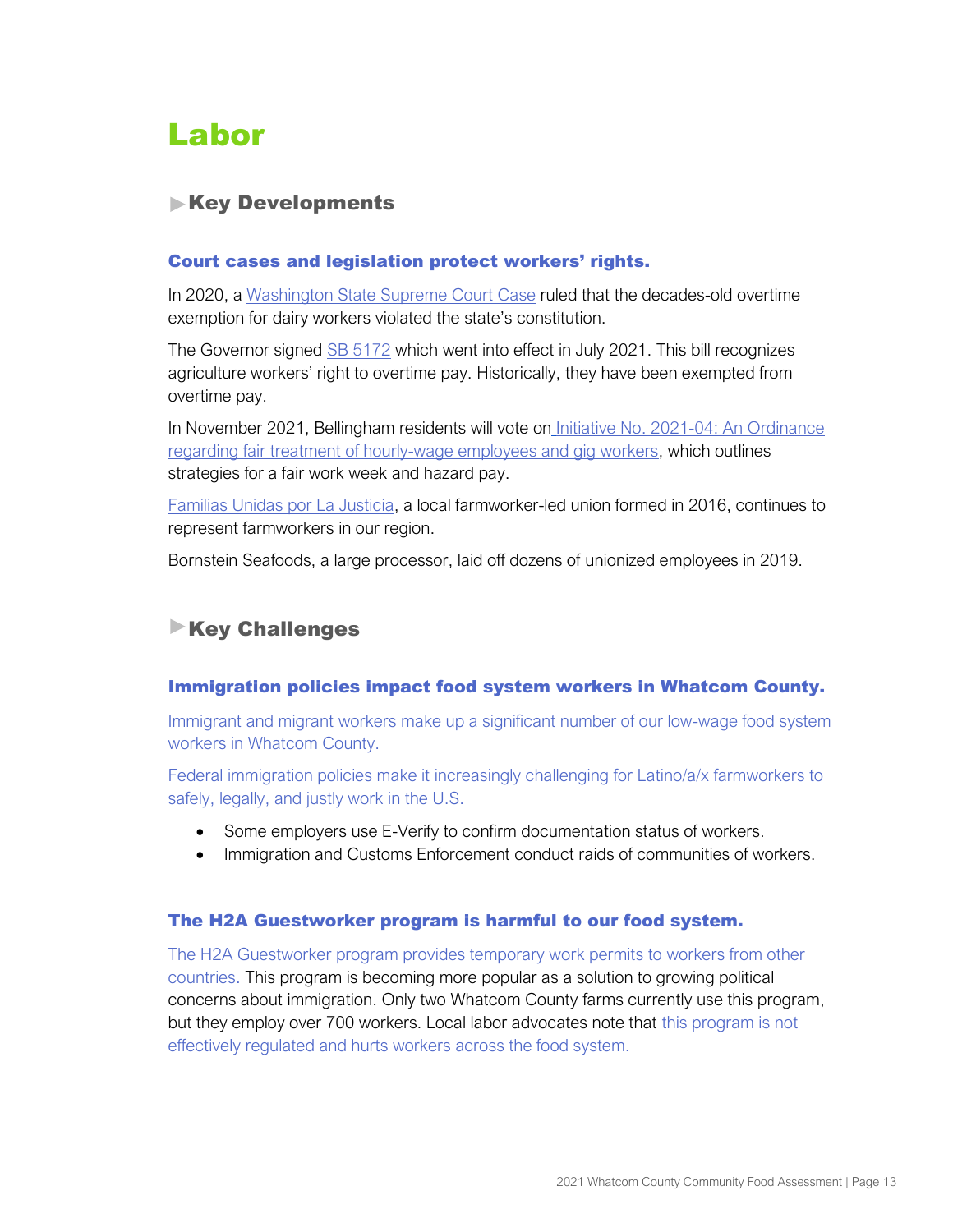# Labor

## ▶Key Developments

### Court cases and legislation protect workers' rights.

In 2020, a Washington State Supreme Court Case ruled that the decades-old overtime exemption for dairy workers violated the state's constitution.

The Governor signed SB 5172 which went into effect in July 2021. This bill recognizes agriculture workers' right to overtime pay. Historically, they have been exempted from overtime pay.

In November 2021, Bellingham residents will vote on Initiative No. 2021-04: An Ordinance regarding fair treatment of hourly-wage employees and gig workers, which outlines strategies for a fair work week and hazard pay.

Familias Unidas por La Justicia, a local farmworker-led union formed in 2016, continues to represent farmworkers in our region.

Bornstein Seafoods, a large processor, laid off dozens of unionized employees in 2019.

## ▶Key Challenges

### Immigration policies impact food system workers in Whatcom County.

Immigrant and migrant workers make up a significant number of our low-wage food system workers in Whatcom County.

Federal immigration policies make it increasingly challenging for Latino/a/x farmworkers to safely, legally, and justly work in the U.S.

- Some employers use E-Verify to confirm documentation status of workers.
- Immigration and Customs Enforcement conduct raids of communities of workers.

### The H2A Guestworker program is harmful to our food system.

The H2A Guestworker program provides temporary work permits to workers from other countries. This program is becoming more popular as a solution to growing political concerns about immigration. Only two Whatcom County farms currently use this program, but they employ over 700 workers. Local labor advocates note that this program is not effectively regulated and hurts workers across the food system.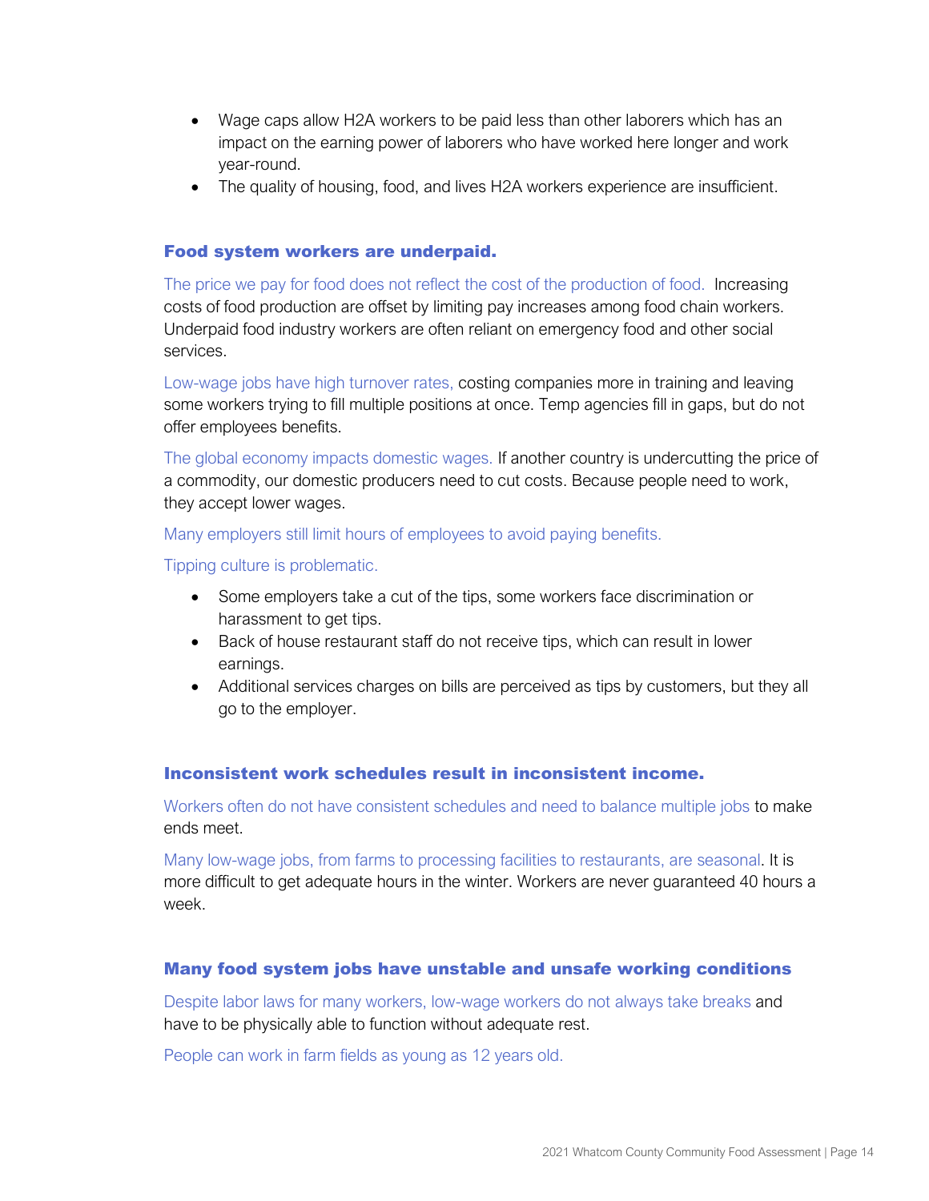- Wage caps allow H2A workers to be paid less than other laborers which has an impact on the earning power of laborers who have worked here longer and work year-round.
- The quality of housing, food, and lives H2A workers experience are insufficient.

### Food system workers are underpaid.

The price we pay for food does not reflect the cost of the production of food. Increasing costs of food production are offset by limiting pay increases among food chain workers. Underpaid food industry workers are often reliant on emergency food and other social services.

Low-wage jobs have high turnover rates, costing companies more in training and leaving some workers trying to fill multiple positions at once. Temp agencies fill in gaps, but do not offer employees benefits.

The global economy impacts domestic wages. If another country is undercutting the price of a commodity, our domestic producers need to cut costs. Because people need to work, they accept lower wages.

Many employers still limit hours of employees to avoid paying benefits.

Tipping culture is problematic.

- Some employers take a cut of the tips, some workers face discrimination or harassment to get tips.
- Back of house restaurant staff do not receive tips, which can result in lower earnings.
- Additional services charges on bills are perceived as tips by customers, but they all go to the employer.

### Inconsistent work schedules result in inconsistent income.

Workers often do not have consistent schedules and need to balance multiple jobs to make ends meet.

Many low-wage jobs, from farms to processing facilities to restaurants, are seasonal. It is more difficult to get adequate hours in the winter. Workers are never guaranteed 40 hours a week.

### Many food system jobs have unstable and unsafe working conditions

Despite labor laws for many workers, low-wage workers do not always take breaks and have to be physically able to function without adequate rest.

People can work in farm fields as young as 12 years old.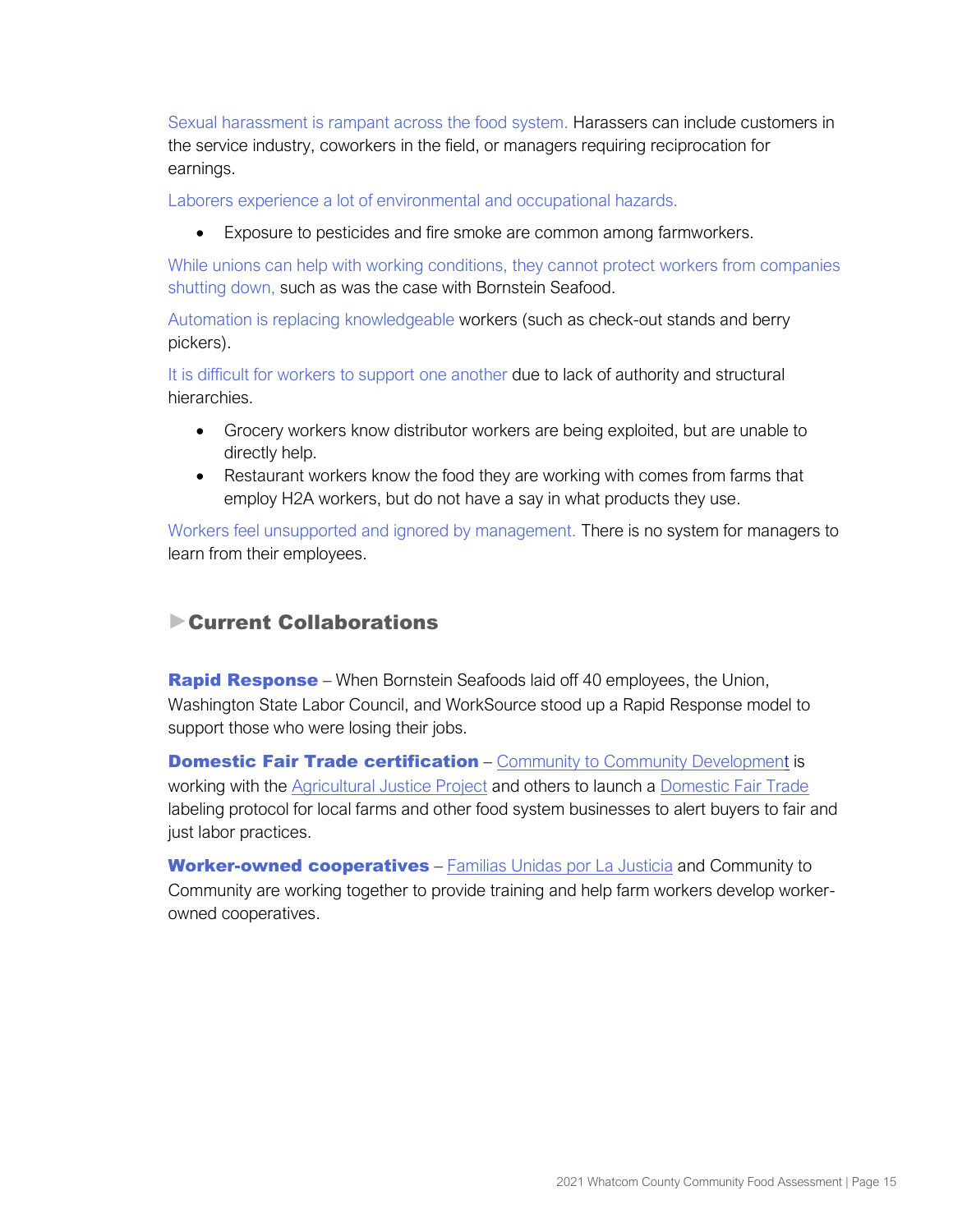Sexual harassment is rampant across the food system. Harassers can include customers in the service industry, coworkers in the field, or managers requiring reciprocation for earnings.

Laborers experience a lot of environmental and occupational hazards.

- Exposure to pesticides and fire smoke are common among farmworkers.

While unions can help with working conditions, they cannot protect workers from companies shutting down, such as was the case with Bornstein Seafood.

Automation is replacing knowledgeable workers (such as check-out stands and berry pickers).

It is difficult for workers to support one another due to lack of authority and structural hierarchies.

- Grocery workers know distributor workers are being exploited, but are unable to directly help.
- Restaurant workers know the food they are working with comes from farms that employ H2A workers, but do not have a say in what products they use.

Workers feel unsupported and ignored by management. There is no system for managers to learn from their employees.

## ►Current Collaborations

**Rapid Response** – When Bornstein Seafoods laid off 40 employees, the Union, Washington State Labor Council, and WorkSource stood up a Rapid Response model to support those who were losing their jobs.

**Domestic Fair Trade certification** – Community to Community Development is working with the Agricultural Justice Project and others to launch a Domestic Fair Trade labeling protocol for local farms and other food system businesses to alert buyers to fair and just labor practices.

**Worker-owned cooperatives** – Familias Unidas por La Justicia and Community to Community are working together to provide training and help farm workers develop worker-owned cooperatives.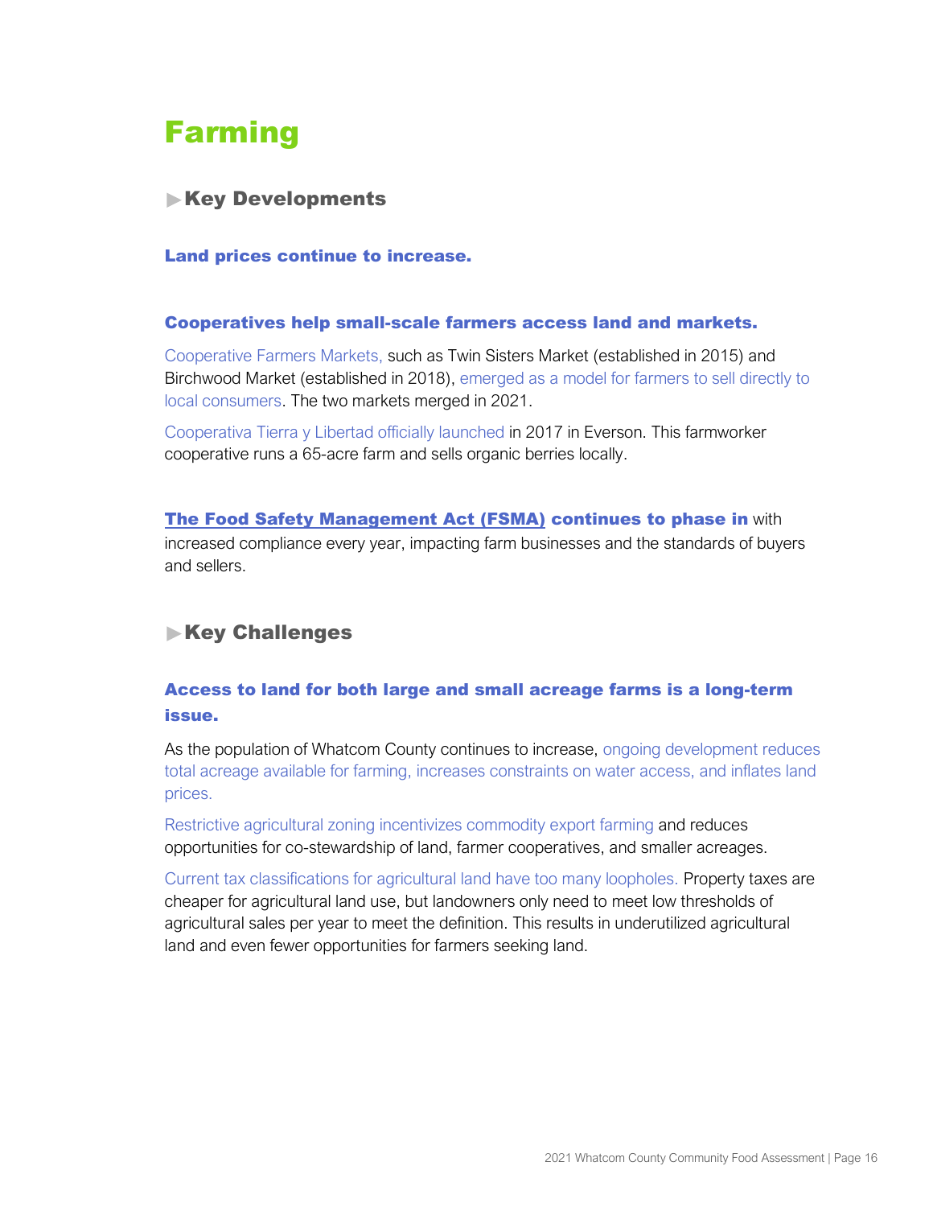# Farming

## ▶Key Developments

### Land prices continue to increase.

### Cooperatives help small-scale farmers access land and markets.

Cooperative Farmers Markets, such as Twin Sisters Market (established in 2015) and Birchwood Market (established in 2018), emerged as a model for farmers to sell directly to local consumers. The two markets merged in 2021.

Cooperativa Tierra y Libertad officially launched in 2017 in Everson. This farmworker cooperative runs a 65-acre farm and sells organic berries locally.

**The Food Safety Management Act (FSMA) continues to phase in** with increased compliance every year, impacting farm businesses and the standards of buyers and sellers.

## ▶Key Challenges

### Access to land for both large and small acreage farms is a long-term issue.

As the population of Whatcom County continues to increase, ongoing development reduces total acreage available for farming, increases constraints on water access, and inflates land prices.

Restrictive agricultural zoning incentivizes commodity export farming and reduces opportunities for co-stewardship of land, farmer cooperatives, and smaller acreages.

Current tax classifications for agricultural land have too many loopholes. Property taxes are cheaper for agricultural land use, but landowners only need to meet low thresholds of agricultural sales per year to meet the definition. This results in underutilized agricultural land and even fewer opportunities for farmers seeking land.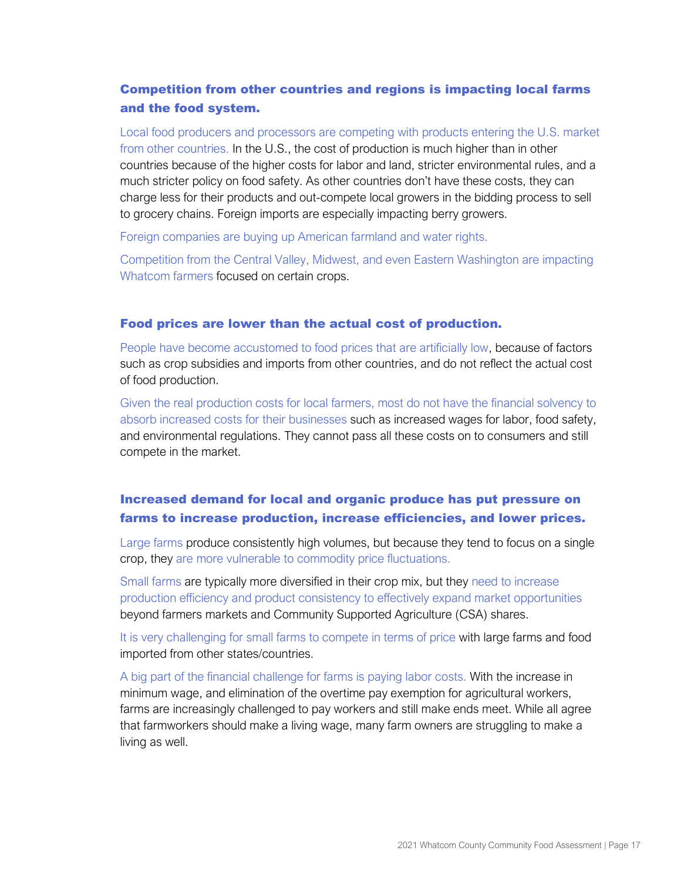### Competition from other countries and regions is impacting local farms and the food system.

Local food producers and processors are competing with products entering the U.S. market from other countries. In the U.S., the cost of production is much higher than in other countries because of the higher costs for labor and land, stricter environmental rules, and a much stricter policy on food safety. As other countries don't have these costs, they can charge less for their products and out-compete local growers in the bidding process to sell to grocery chains. Foreign imports are especially impacting berry growers.

Foreign companies are buying up American farmland and water rights.

Competition from the Central Valley, Midwest, and even Eastern Washington are impacting Whatcom farmers focused on certain crops.

### Food prices are lower than the actual cost of production.

People have become accustomed to food prices that are artificially low, because of factors such as crop subsidies and imports from other countries, and do not reflect the actual cost of food production.

Given the real production costs for local farmers, most do not have the financial solvency to absorb increased costs for their businesses such as increased wages for labor, food safety, and environmental regulations. They cannot pass all these costs on to consumers and still compete in the market.

### Increased demand for local and organic produce has put pressure on farms to increase production, increase efficiencies, and lower prices.

Large farms produce consistently high volumes, but because they tend to focus on a single crop, they are more vulnerable to commodity price fluctuations.

Small farms are typically more diversified in their crop mix, but they need to increase production efficiency and product consistency to effectively expand market opportunities beyond farmers markets and Community Supported Agriculture (CSA) shares.

It is very challenging for small farms to compete in terms of price with large farms and food imported from other states/countries.

A big part of the financial challenge for farms is paying labor costs. With the increase in minimum wage, and elimination of the overtime pay exemption for agricultural workers, farms are increasingly challenged to pay workers and still make ends meet. While all agree that farmworkers should make a living wage, many farm owners are struggling to make a living as well.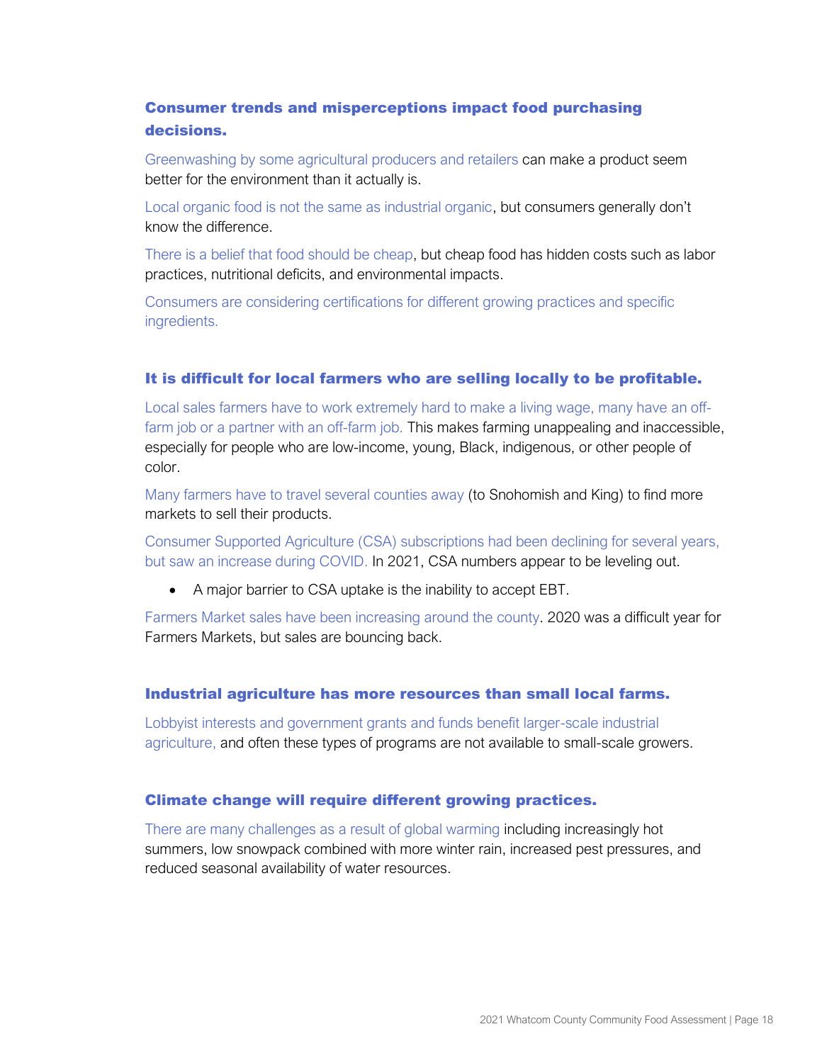### Consumer trends and misperceptions impact food purchasing decisions.

Greenwashing by some agricultural producers and retailers can make a product seem better for the environment than it actually is.

Local organic food is not the same as industrial organic, but consumers generally don't know the difference.

There is a belief that food should be cheap, but cheap food has hidden costs such as labor practices, nutritional deficits, and environmental impacts.

Consumers are considering certifications for different growing practices and specific ingredients.

### It is difficult for local farmers who are selling locally to be profitable.

Local sales farmers have to work extremely hard to make a living wage, many have an off-farm job or a partner with an off-farm job. This makes farming unappealing and inaccessible, especially for people who are low-income, young, Black, indigenous, or other people of color.

Many farmers have to travel several counties away (to Snohomish and King) to find more markets to sell their products.

Consumer Supported Agriculture (CSA) subscriptions had been declining for several years, but saw an increase during COVID. In 2021, CSA numbers appear to be leveling out.

- A major barrier to CSA uptake is the inability to accept EBT.

Farmers Market sales have been increasing around the county. 2020 was a difficult year for Farmers Markets, but sales are bouncing back.

### Industrial agriculture has more resources than small local farms.

Lobbyist interests and government grants and funds benefit larger-scale industrial agriculture, and often these types of programs are not available to small-scale growers.

### Climate change will require different growing practices.

There are many challenges as a result of global warming including increasingly hot summers, low snowpack combined with more winter rain, increased pest pressures, and reduced seasonal availability of water resources.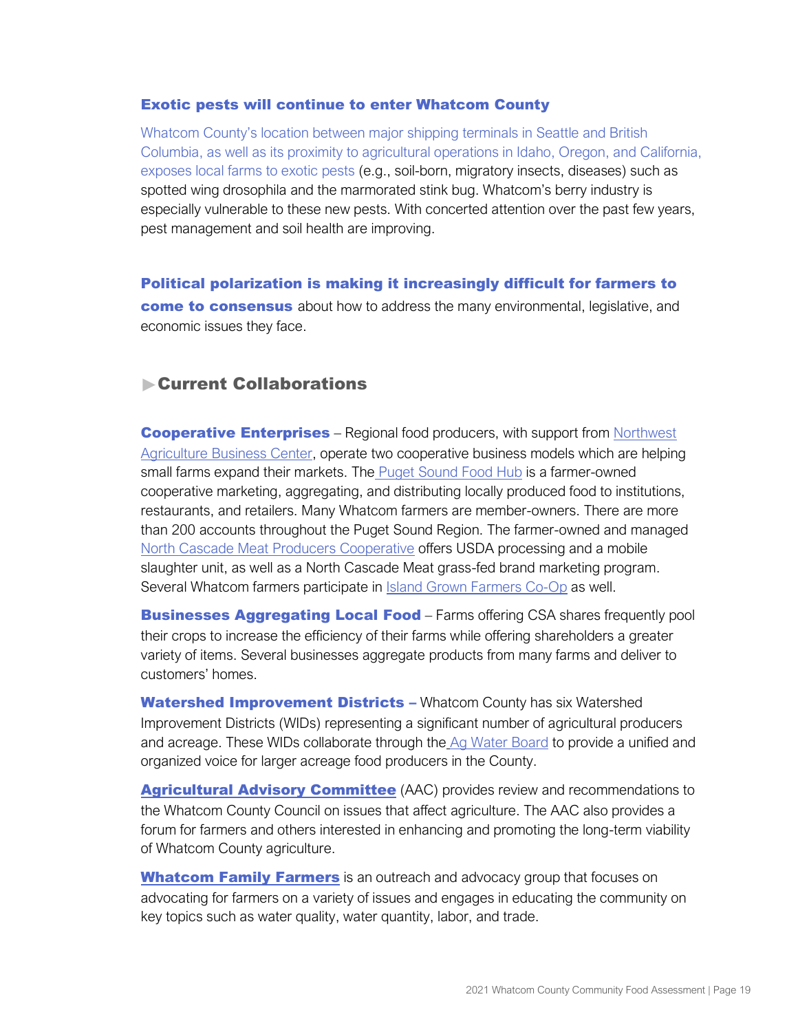### Exotic pests will continue to enter Whatcom County

Whatcom County's location between major shipping terminals in Seattle and British Columbia, as well as its proximity to agricultural operations in Idaho, Oregon, and California, exposes local farms to exotic pests (e.g., soil-born, migratory insects, diseases) such as spotted wing drosophila and the marmorated stink bug. Whatcom's berry industry is especially vulnerable to these new pests. With concerted attention over the past few years, pest management and soil health are improving.

**Political polarization is making it increasingly difficult for farmers to come to consensus** about how to address the many environmental, legislative, and economic issues they face.

## ▶Current Collaborations

**Cooperative Enterprises** – Regional food producers, with support from Northwest Agriculture Business Center, operate two cooperative business models which are helping small farms expand their markets. The Puget Sound Food Hub is a farmer-owned cooperative marketing, aggregating, and distributing locally produced food to institutions, restaurants, and retailers. Many Whatcom farmers are member-owners. There are more than 200 accounts throughout the Puget Sound Region. The farmer-owned and managed North Cascade Meat Producers Cooperative offers USDA processing and a mobile slaughter unit, as well as a North Cascade Meat grass-fed brand marketing program. Several Whatcom farmers participate in Island Grown Farmers Co-Op as well.

**Businesses Aggregating Local Food** – Farms offering CSA shares frequently pool their crops to increase the efficiency of their farms while offering shareholders a greater variety of items. Several businesses aggregate products from many farms and deliver to customers' homes.

**Watershed Improvement Districts –** Whatcom County has six Watershed Improvement Districts (WIDs) representing a significant number of agricultural producers and acreage. These WIDs collaborate through the Ag Water Board to provide a unified and organized voice for larger acreage food producers in the County.

**Agricultural Advisory Committee** (AAC) provides review and recommendations to the Whatcom County Council on issues that affect agriculture. The AAC also provides a forum for farmers and others interested in enhancing and promoting the long-term viability of Whatcom County agriculture.

**Whatcom Family Farmers** is an outreach and advocacy group that focuses on advocating for farmers on a variety of issues and engages in educating the community on key topics such as water quality, water quantity, labor, and trade.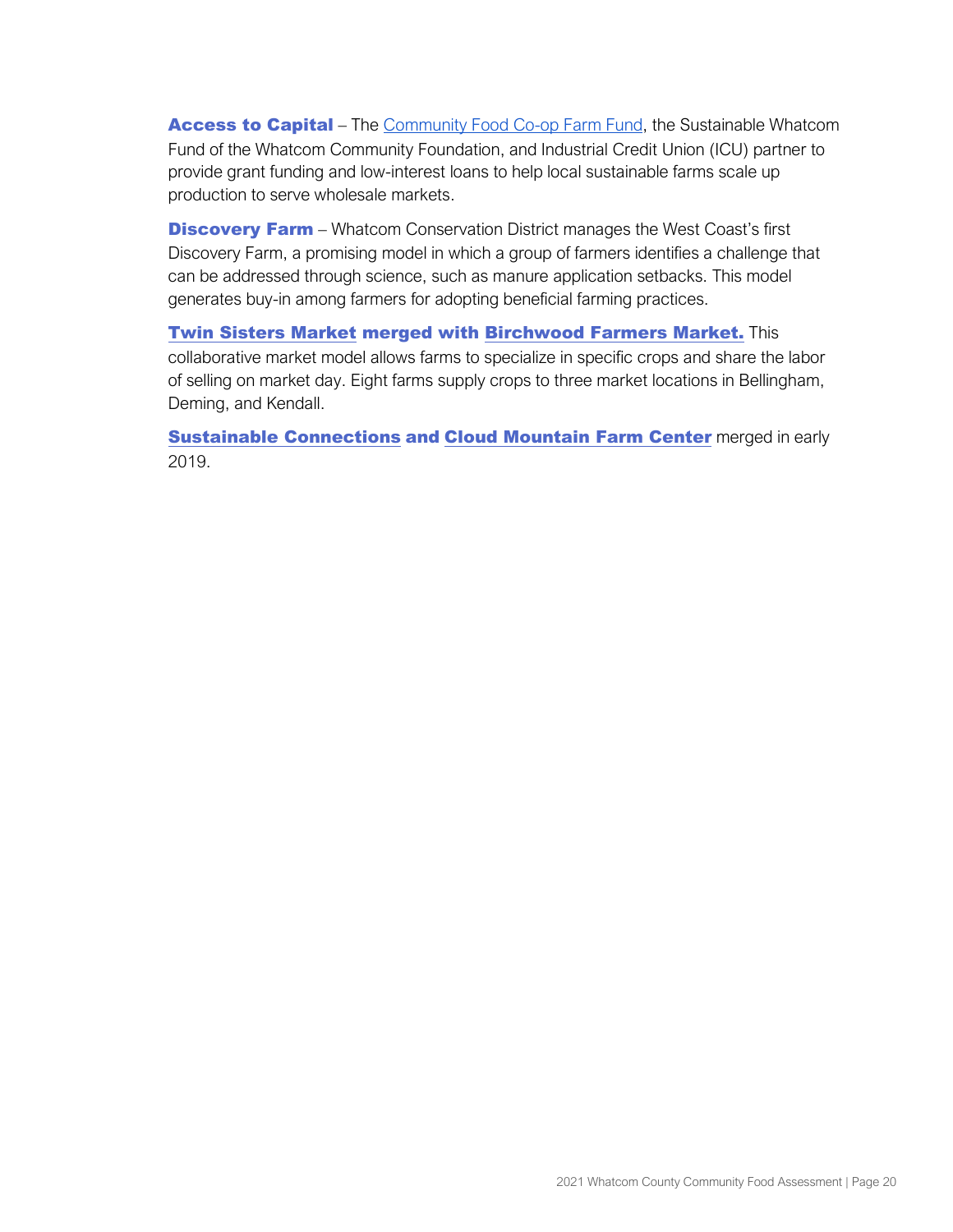**Access to Capital** – The Community Food Co-op Farm Fund, the Sustainable Whatcom Fund of the Whatcom Community Foundation, and Industrial Credit Union (ICU) partner to provide grant funding and low-interest loans to help local sustainable farms scale up production to serve wholesale markets.

**Discovery Farm** – Whatcom Conservation District manages the West Coast's first Discovery Farm, a promising model in which a group of farmers identifies a challenge that can be addressed through science, such as manure application setbacks. This model generates buy-in among farmers for adopting beneficial farming practices.

**Twin Sisters Market merged with Birchwood Farmers Market.** This collaborative market model allows farms to specialize in specific crops and share the labor of selling on market day. Eight farms supply crops to three market locations in Bellingham, Deming, and Kendall.

**Sustainable Connections and Cloud Mountain Farm Center** merged in early 2019.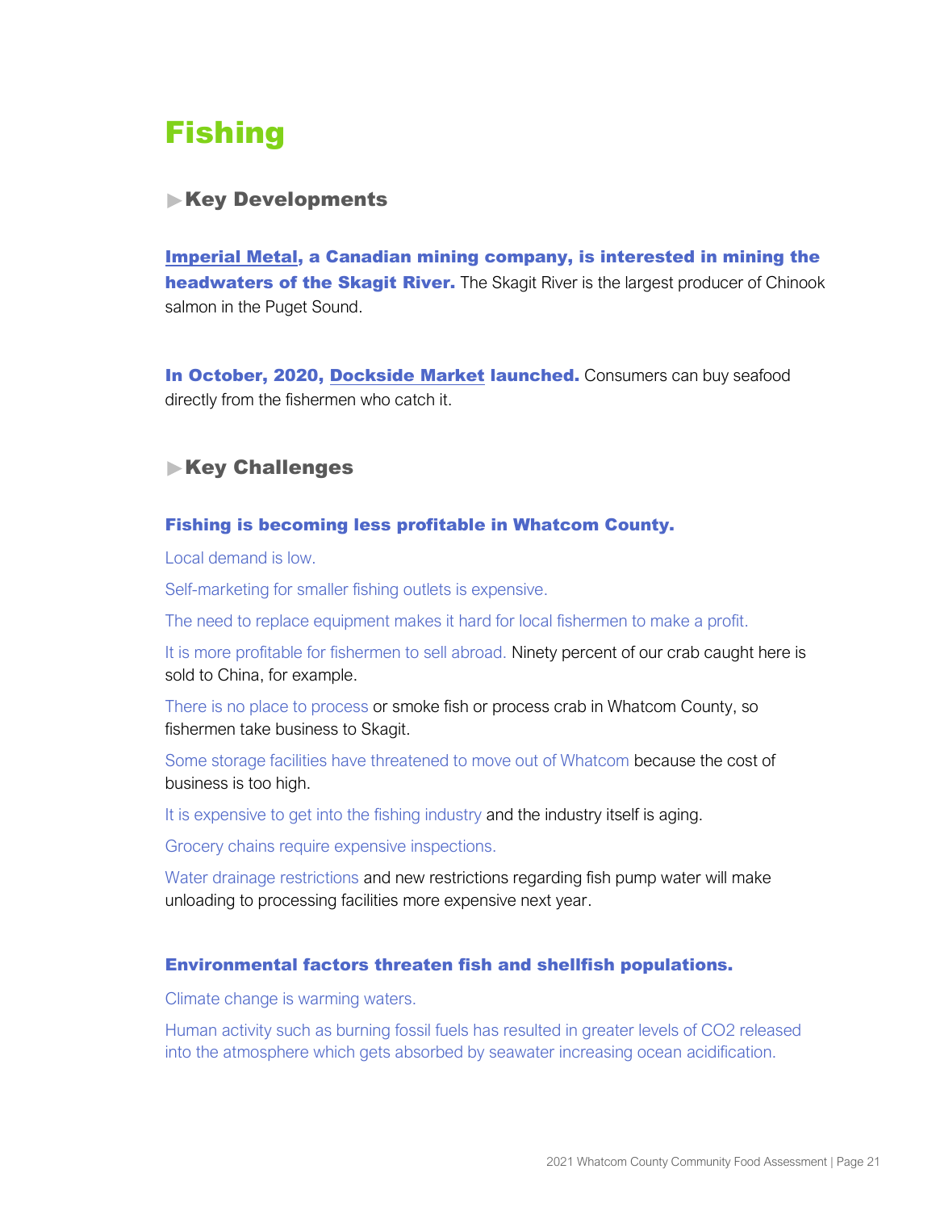# Fishing

## ▶ Key Developments

**Imperial Metal, a Canadian mining company, is interested in mining the headwaters of the Skagit River.** The Skagit River is the largest producer of Chinook salmon in the Puget Sound.

**In October, 2020, Dockside Market launched.** Consumers can buy seafood directly from the fishermen who catch it.

## ▶ Key Challenges

### Fishing is becoming less profitable in Whatcom County.

Local demand is low.

Self-marketing for smaller fishing outlets is expensive.

The need to replace equipment makes it hard for local fishermen to make a profit.

It is more profitable for fishermen to sell abroad. Ninety percent of our crab caught here is sold to China, for example.

There is no place to process or smoke fish or process crab in Whatcom County, so fishermen take business to Skagit.

Some storage facilities have threatened to move out of Whatcom because the cost of business is too high.

It is expensive to get into the fishing industry and the industry itself is aging.

Grocery chains require expensive inspections.

Water drainage restrictions and new restrictions regarding fish pump water will make unloading to processing facilities more expensive next year.

### Environmental factors threaten fish and shellfish populations.

Climate change is warming waters.

Human activity such as burning fossil fuels has resulted in greater levels of $CO_2$ released into the atmosphere which gets absorbed by seawater increasing ocean acidification.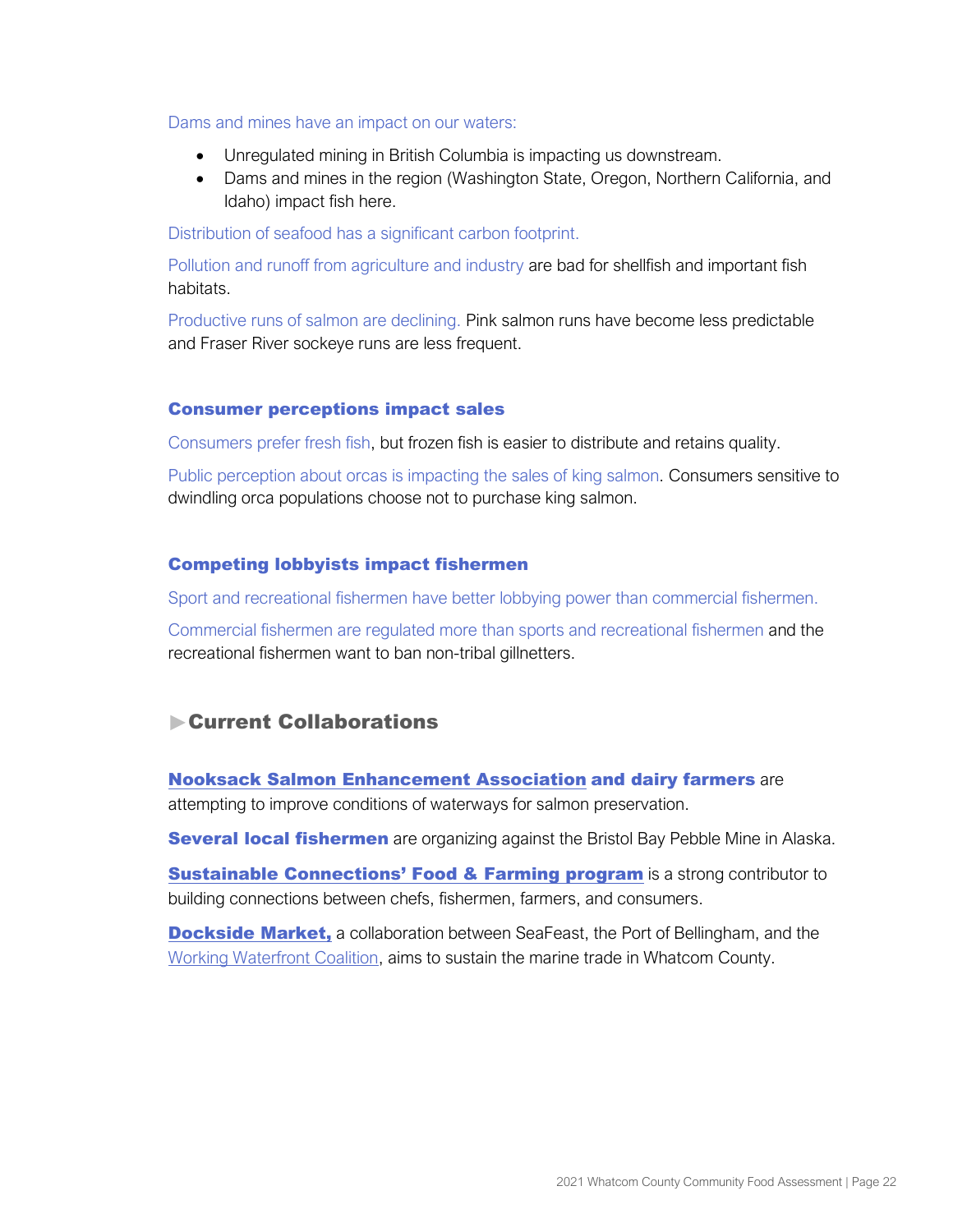Dams and mines have an impact on our waters:

- Unregulated mining in British Columbia is impacting us downstream.
- Dams and mines in the region (Washington State, Oregon, Northern California, and Idaho) impact fish here.

Distribution of seafood has a significant carbon footprint.

Pollution and runoff from agriculture and industry are bad for shellfish and important fish habitats.

Productive runs of salmon are declining. Pink salmon runs have become less predictable and Fraser River sockeye runs are less frequent.

#### Consumer perceptions impact sales

Consumers prefer fresh fish, but frozen fish is easier to distribute and retains quality.

Public perception about orcas is impacting the sales of king salmon. Consumers sensitive to dwindling orca populations choose not to purchase king salmon.

#### Competing lobbyists impact fishermen

Sport and recreational fishermen have better lobbying power than commercial fishermen.

Commercial fishermen are regulated more than sports and recreational fishermen and the recreational fishermen want to ban non-tribal gillnetters.

### ▶Current Collaborations

**Nooksack Salmon Enhancement Association and dairy farmers** are attempting to improve conditions of waterways for salmon preservation.

**Several local fishermen** are organizing against the Bristol Bay Pebble Mine in Alaska.

**Sustainable Connections' Food & Farming program** is a strong contributor to building connections between chefs, fishermen, farmers, and consumers.

**Dockside Market,** a collaboration between SeaFeast, the Port of Bellingham, and the Working Waterfront Coalition, aims to sustain the marine trade in Whatcom County.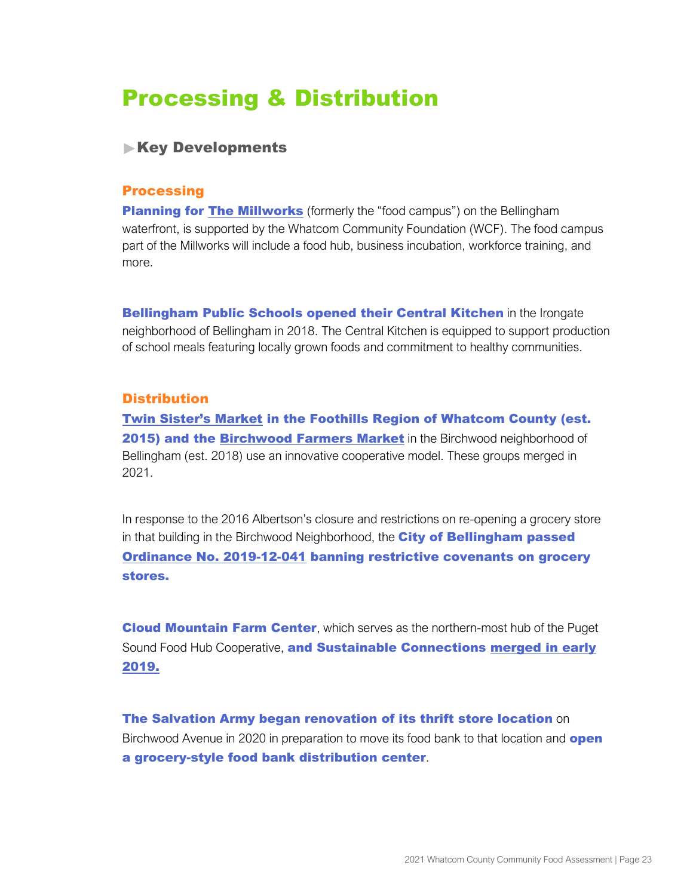# Processing & Distribution

## ▶Key Developments

### Processing

**Planning for The Millworks** (formerly the "food campus") on the Bellingham waterfront, is supported by the Whatcom Community Foundation (WCF). The food campus part of the Millworks will include a food hub, business incubation, workforce training, and more.

**Bellingham Public Schools opened their Central Kitchen** in the Irongate neighborhood of Bellingham in 2018. The Central Kitchen is equipped to support production of school meals featuring locally grown foods and commitment to healthy communities.

### Distribution

**Twin Sister's Market in the Foothills Region of Whatcom County (est. 2015) and the Birchwood Farmers Market** in the Birchwood neighborhood of Bellingham (est. 2018) use an innovative cooperative model. These groups merged in 2021.

In response to the 2016 Albertson's closure and restrictions on re-opening a grocery store in that building in the Birchwood Neighborhood, the **City of Bellingham passed Ordinance No. 2019-12-041 banning restrictive covenants on grocery stores.**

**Cloud Mountain Farm Center**, which serves as the northern-most hub of the Puget Sound Food Hub Cooperative, **and Sustainable Connections merged in early 2019.**

**The Salvation Army began renovation of its thrift store location** on Birchwood Avenue in 2020 in preparation to move its food bank to that location and **open a grocery-style food bank distribution center**.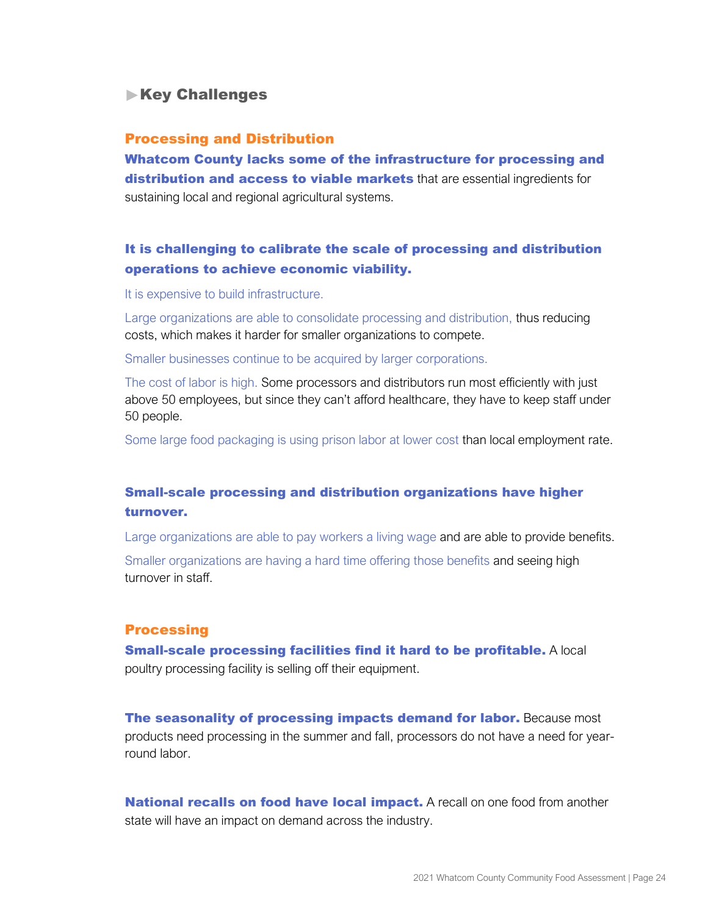## ▶Key Challenges

### Processing and Distribution

**Whatcom County lacks some of the infrastructure for processing and distribution and access to viable markets** that are essential ingredients for sustaining local and regional agricultural systems.

**It is challenging to calibrate the scale of processing and distribution operations to achieve economic viability.**

It is expensive to build infrastructure.

Large organizations are able to consolidate processing and distribution, thus reducing costs, which makes it harder for smaller organizations to compete.

Smaller businesses continue to be acquired by larger corporations.

The cost of labor is high. Some processors and distributors run most efficiently with just above 50 employees, but since they can't afford healthcare, they have to keep staff under 50 people.

Some large food packaging is using prison labor at lower cost than local employment rate.

**Small-scale processing and distribution organizations have higher turnover.**

Large organizations are able to pay workers a living wage and are able to provide benefits.

Smaller organizations are having a hard time offering those benefits and seeing high turnover in staff.

### Processing

**Small-scale processing facilities find it hard to be profitable.** A local poultry processing facility is selling off their equipment.

**The seasonality of processing impacts demand for labor.** Because most products need processing in the summer and fall, processors do not have a need for year-round labor.

**National recalls on food have local impact.** A recall on one food from another state will have an impact on demand across the industry.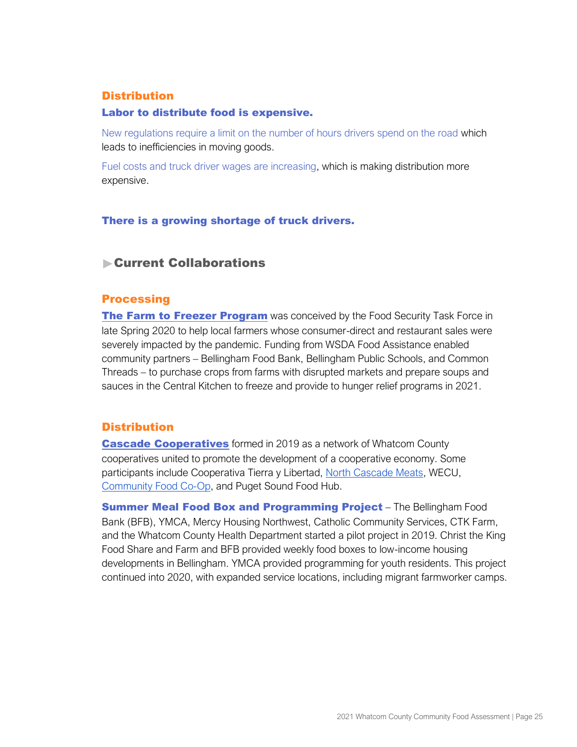### Distribution

**Labor to distribute food is expensive.**

New regulations require a limit on the number of hours drivers spend on the road which leads to inefficiencies in moving goods.

Fuel costs and truck driver wages are increasing, which is making distribution more expensive.

**There is a growing shortage of truck drivers.**

## ▶Current Collaborations

### Processing

**The Farm to Freezer Program** was conceived by the Food Security Task Force in late Spring 2020 to help local farmers whose consumer-direct and restaurant sales were severely impacted by the pandemic. Funding from WSDA Food Assistance enabled community partners – Bellingham Food Bank, Bellingham Public Schools, and Common Threads – to purchase crops from farms with disrupted markets and prepare soups and sauces in the Central Kitchen to freeze and provide to hunger relief programs in 2021.

### Distribution

**Cascade Cooperatives** formed in 2019 as a network of Whatcom County cooperatives united to promote the development of a cooperative economy. Some participants include Cooperativa Tierra y Libertad, North Cascade Meats, WECU, Community Food Co-Op, and Puget Sound Food Hub.

**Summer Meal Food Box and Programming Project** – The Bellingham Food Bank (BFB), YMCA, Mercy Housing Northwest, Catholic Community Services, CTK Farm, and the Whatcom County Health Department started a pilot project in 2019. Christ the King Food Share and Farm and BFB provided weekly food boxes to low-income housing developments in Bellingham. YMCA provided programming for youth residents. This project continued into 2020, with expanded service locations, including migrant farmworker camps.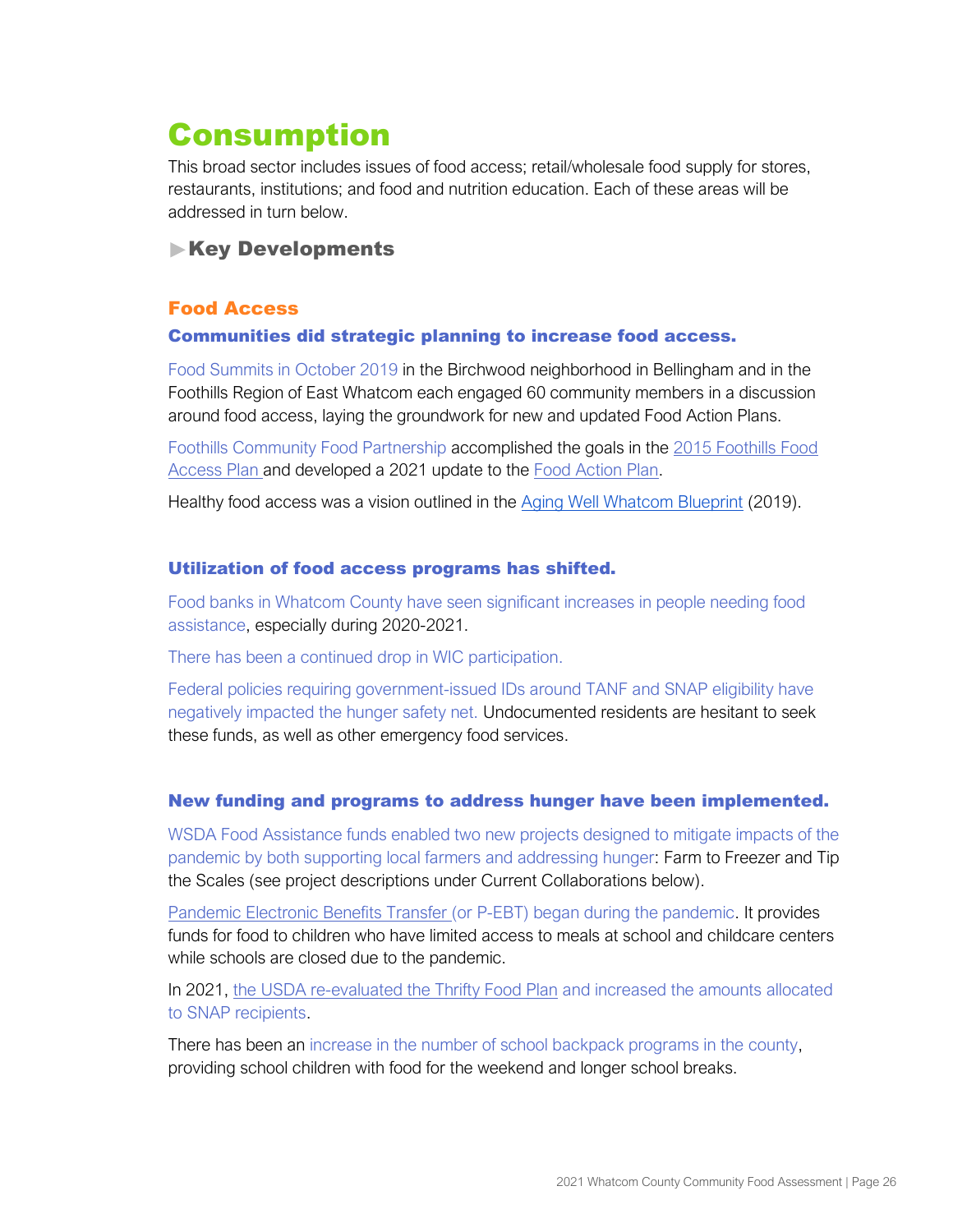# Consumption

This broad sector includes issues of food access; retail/wholesale food supply for stores, restaurants, institutions; and food and nutrition education. Each of these areas will be addressed in turn below.

## ▶Key Developments

### Food Access

#### Communities did strategic planning to increase food access.

Food Summits in October 2019 in the Birchwood neighborhood in Bellingham and in the Foothills Region of East Whatcom each engaged 60 community members in a discussion around food access, laying the groundwork for new and updated Food Action Plans.

Foothills Community Food Partnership accomplished the goals in the 2015 Foothills Food Access Plan and developed a 2021 update to the Food Action Plan.

Healthy food access was a vision outlined in the Aging Well Whatcom Blueprint (2019).

#### Utilization of food access programs has shifted.

Food banks in Whatcom County have seen significant increases in people needing food assistance, especially during 2020-2021.

There has been a continued drop in WIC participation.

Federal policies requiring government-issued IDs around TANF and SNAP eligibility have negatively impacted the hunger safety net. Undocumented residents are hesitant to seek these funds, as well as other emergency food services.

#### New funding and programs to address hunger have been implemented.

WSDA Food Assistance funds enabled two new projects designed to mitigate impacts of the pandemic by both supporting local farmers and addressing hunger: Farm to Freezer and Tip the Scales (see project descriptions under Current Collaborations below).

Pandemic Electronic Benefits Transfer (or P-EBT) began during the pandemic. It provides funds for food to children who have limited access to meals at school and childcare centers while schools are closed due to the pandemic.

In 2021, the USDA re-evaluated the Thrifty Food Plan and increased the amounts allocated to SNAP recipients.

There has been an increase in the number of school backpack programs in the county, providing school children with food for the weekend and longer school breaks.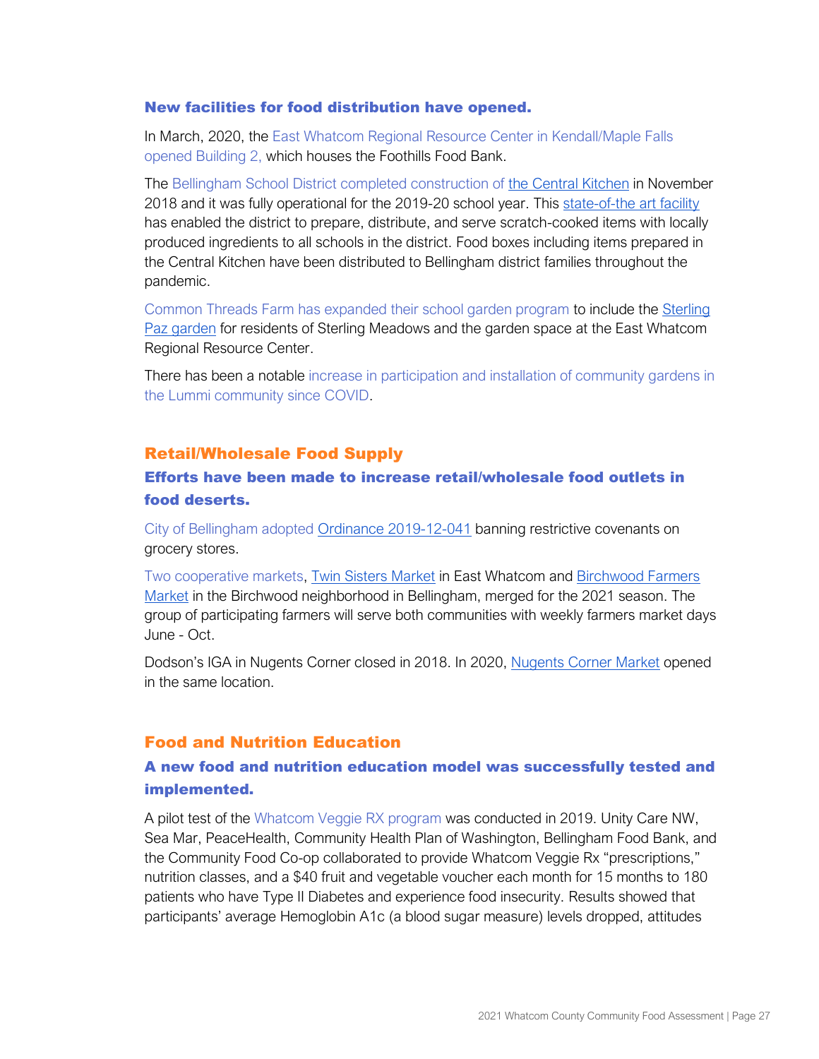### New facilities for food distribution have opened.

In March, 2020, the East Whatcom Regional Resource Center in Kendall/Maple Falls opened Building 2, which houses the Foothills Food Bank.

The Bellingham School District completed construction of the Central Kitchen in November 2018 and it was fully operational for the 2019-20 school year. This state-of-the art facility has enabled the district to prepare, distribute, and serve scratch-cooked items with locally produced ingredients to all schools in the district. Food boxes including items prepared in the Central Kitchen have been distributed to Bellingham district families throughout the pandemic.

Common Threads Farm has expanded their school garden program to include the Sterling Paz garden for residents of Sterling Meadows and the garden space at the East Whatcom Regional Resource Center.

There has been a notable increase in participation and installation of community gardens in the Lummi community since COVID.

## Retail/Wholesale Food Supply

### Efforts have been made to increase retail/wholesale food outlets in food deserts.

City of Bellingham adopted Ordinance 2019-12-041 banning restrictive covenants on grocery stores.

Two cooperative markets, Twin Sisters Market in East Whatcom and Birchwood Farmers Market in the Birchwood neighborhood in Bellingham, merged for the 2021 season. The group of participating farmers will serve both communities with weekly farmers market days June - Oct.

Dodson's IGA in Nugents Corner closed in 2018. In 2020, Nugents Corner Market opened in the same location.

## Food and Nutrition Education

### A new food and nutrition education model was successfully tested and implemented.

A pilot test of the Whatcom Veggie RX program was conducted in 2019. Unity Care NW, Sea Mar, PeaceHealth, Community Health Plan of Washington, Bellingham Food Bank, and the Community Food Co-op collaborated to provide Whatcom Veggie Rx "prescriptions," nutrition classes, and a $40 fruit and vegetable voucher each month for 15 months to 180 patients who have Type II Diabetes and experience food insecurity. Results showed that participants' average Hemoglobin A1c (a blood sugar measure) levels dropped, attitudes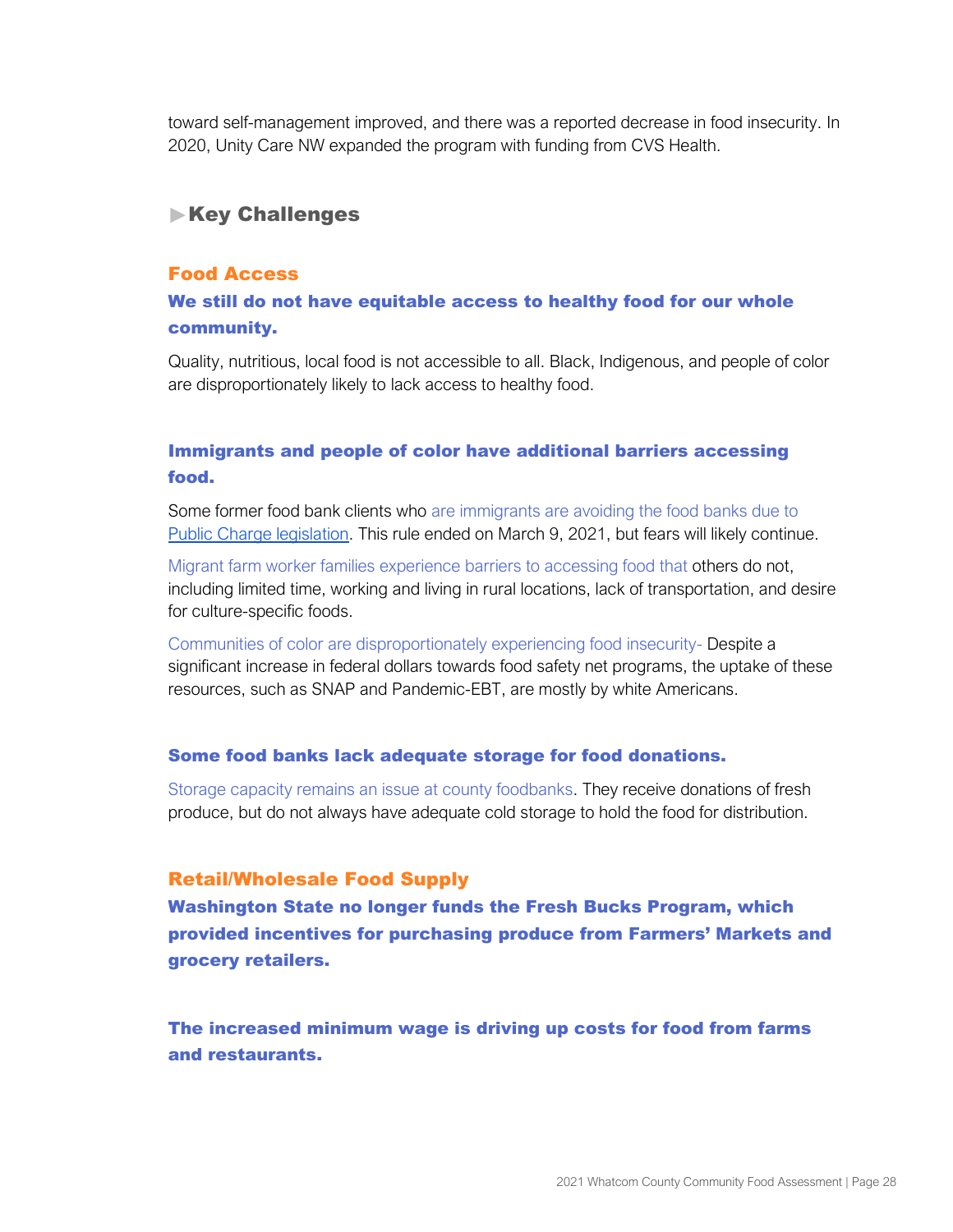toward self-management improved, and there was a reported decrease in food insecurity. In 2020, Unity Care NW expanded the program with funding from CVS Health.

## ▶Key Challenges

### Food Access

#### We still do not have equitable access to healthy food for our whole community.

Quality, nutritious, local food is not accessible to all. Black, Indigenous, and people of color are disproportionately likely to lack access to healthy food.

#### Immigrants and people of color have additional barriers accessing food.

Some former food bank clients who are immigrants are avoiding the food banks due to Public Charge legislation. This rule ended on March 9, 2021, but fears will likely continue.

Migrant farm worker families experience barriers to accessing food that others do not, including limited time, working and living in rural locations, lack of transportation, and desire for culture-specific foods.

Communities of color are disproportionately experiencing food insecurity- Despite a significant increase in federal dollars towards food safety net programs, the uptake of these resources, such as SNAP and Pandemic-EBT, are mostly by white Americans.

#### Some food banks lack adequate storage for food donations.

Storage capacity remains an issue at county foodbanks. They receive donations of fresh produce, but do not always have adequate cold storage to hold the food for distribution.

### Retail/Wholesale Food Supply

#### Washington State no longer funds the Fresh Bucks Program, which provided incentives for purchasing produce from Farmers' Markets and grocery retailers.

#### The increased minimum wage is driving up costs for food from farms and restaurants.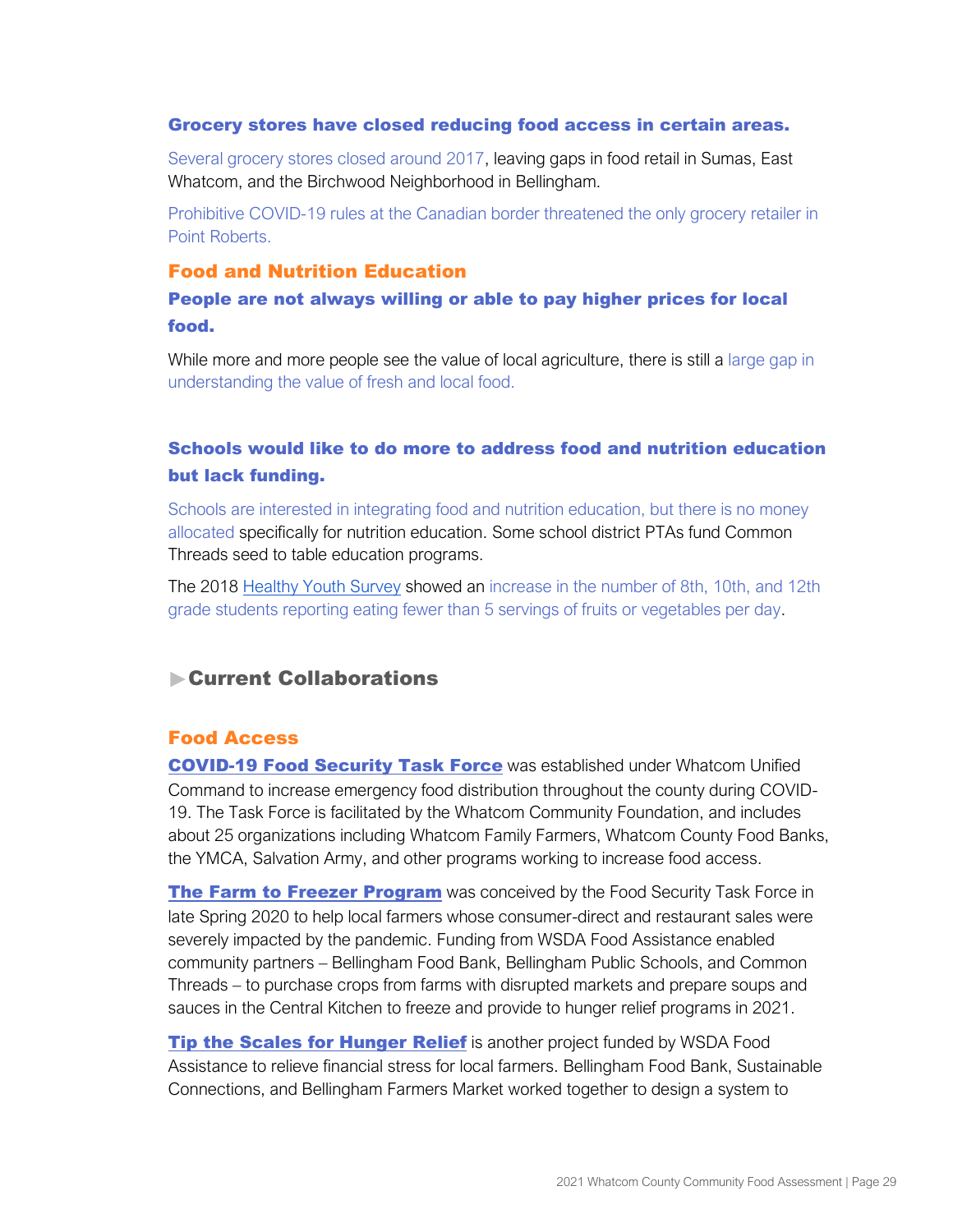### Grocery stores have closed reducing food access in certain areas.

Several grocery stores closed around 2017, leaving gaps in food retail in Sumas, East Whatcom, and the Birchwood Neighborhood in Bellingham.

Prohibitive COVID-19 rules at the Canadian border threatened the only grocery retailer in Point Roberts.

## Food and Nutrition Education

### People are not always willing or able to pay higher prices for local food.

While more and more people see the value of local agriculture, there is still a large gap in understanding the value of fresh and local food.

### Schools would like to do more to address food and nutrition education but lack funding.

Schools are interested in integrating food and nutrition education, but there is no money allocated specifically for nutrition education. Some school district PTAs fund Common Threads seed to table education programs.

The 2018 Healthy Youth Survey showed an increase in the number of 8th, 10th, and 12th grade students reporting eating fewer than 5 servings of fruits or vegetables per day.

# ▶Current Collaborations

## Food Access

**COVID-19 Food Security Task Force** was established under Whatcom Unified Command to increase emergency food distribution throughout the county during COVID-19. The Task Force is facilitated by the Whatcom Community Foundation, and includes about 25 organizations including Whatcom Family Farmers, Whatcom County Food Banks, the YMCA, Salvation Army, and other programs working to increase food access.

**The Farm to Freezer Program** was conceived by the Food Security Task Force in late Spring 2020 to help local farmers whose consumer-direct and restaurant sales were severely impacted by the pandemic. Funding from WSDA Food Assistance enabled community partners – Bellingham Food Bank, Bellingham Public Schools, and Common Threads – to purchase crops from farms with disrupted markets and prepare soups and sauces in the Central Kitchen to freeze and provide to hunger relief programs in 2021.

**Tip the Scales for Hunger Relief** is another project funded by WSDA Food Assistance to relieve financial stress for local farmers. Bellingham Food Bank, Sustainable Connections, and Bellingham Farmers Market worked together to design a system to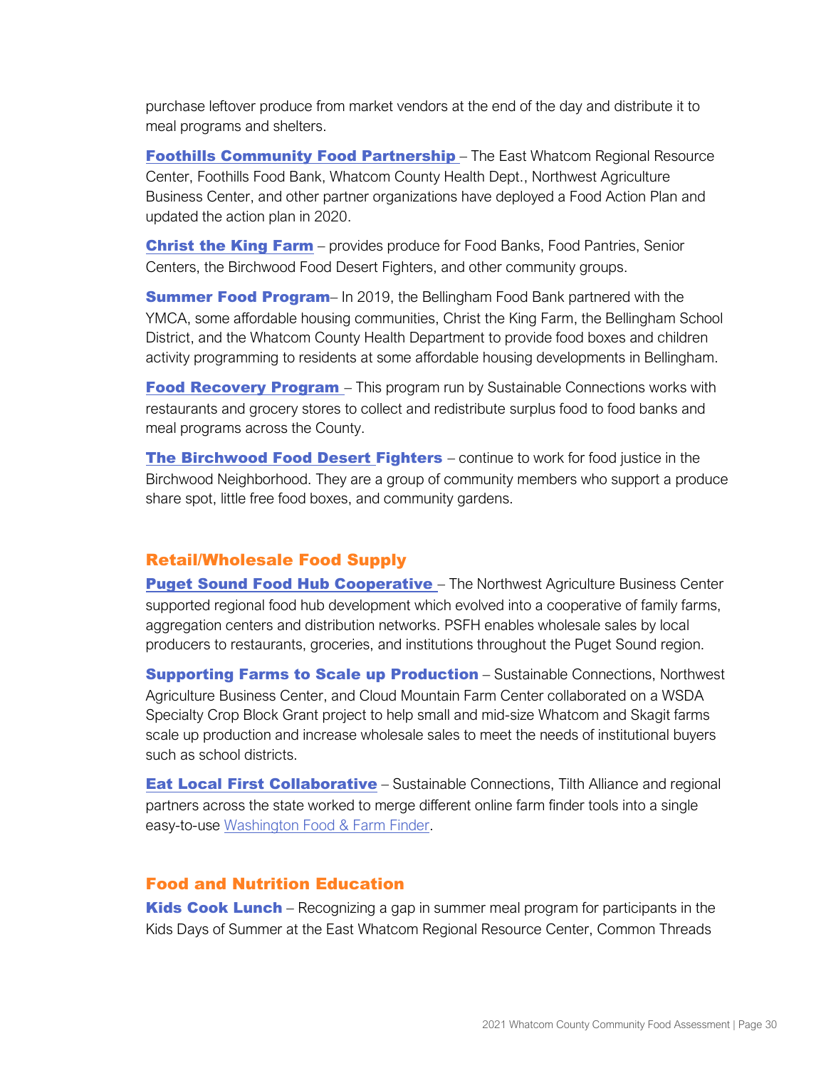purchase leftover produce from market vendors at the end of the day and distribute it to meal programs and shelters.

**Foothills Community Food Partnership** – The East Whatcom Regional Resource Center, Foothills Food Bank, Whatcom County Health Dept., Northwest Agriculture Business Center, and other partner organizations have deployed a Food Action Plan and updated the action plan in 2020.

**Christ the King Farm** – provides produce for Food Banks, Food Pantries, Senior Centers, the Birchwood Food Desert Fighters, and other community groups.

**Summer Food Program**– In 2019, the Bellingham Food Bank partnered with the YMCA, some affordable housing communities, Christ the King Farm, the Bellingham School District, and the Whatcom County Health Department to provide food boxes and children activity programming to residents at some affordable housing developments in Bellingham.

**Food Recovery Program** – This program run by Sustainable Connections works with restaurants and grocery stores to collect and redistribute surplus food to food banks and meal programs across the County.

**The Birchwood Food Desert Fighters** – continue to work for food justice in the Birchwood Neighborhood. They are a group of community members who support a produce share spot, little free food boxes, and community gardens.

## Retail/Wholesale Food Supply

**Puget Sound Food Hub Cooperative** – The Northwest Agriculture Business Center supported regional food hub development which evolved into a cooperative of family farms, aggregation centers and distribution networks. PSFH enables wholesale sales by local producers to restaurants, groceries, and institutions throughout the Puget Sound region.

**Supporting Farms to Scale up Production** – Sustainable Connections, Northwest Agriculture Business Center, and Cloud Mountain Farm Center collaborated on a WSDA Specialty Crop Block Grant project to help small and mid-size Whatcom and Skagit farms scale up production and increase wholesale sales to meet the needs of institutional buyers such as school districts.

**Eat Local First Collaborative** – Sustainable Connections, Tilth Alliance and regional partners across the state worked to merge different online farm finder tools into a single easy-to-use Washington Food & Farm Finder.

## Food and Nutrition Education

**Kids Cook Lunch** – Recognizing a gap in summer meal program for participants in the Kids Days of Summer at the East Whatcom Regional Resource Center, Common Threads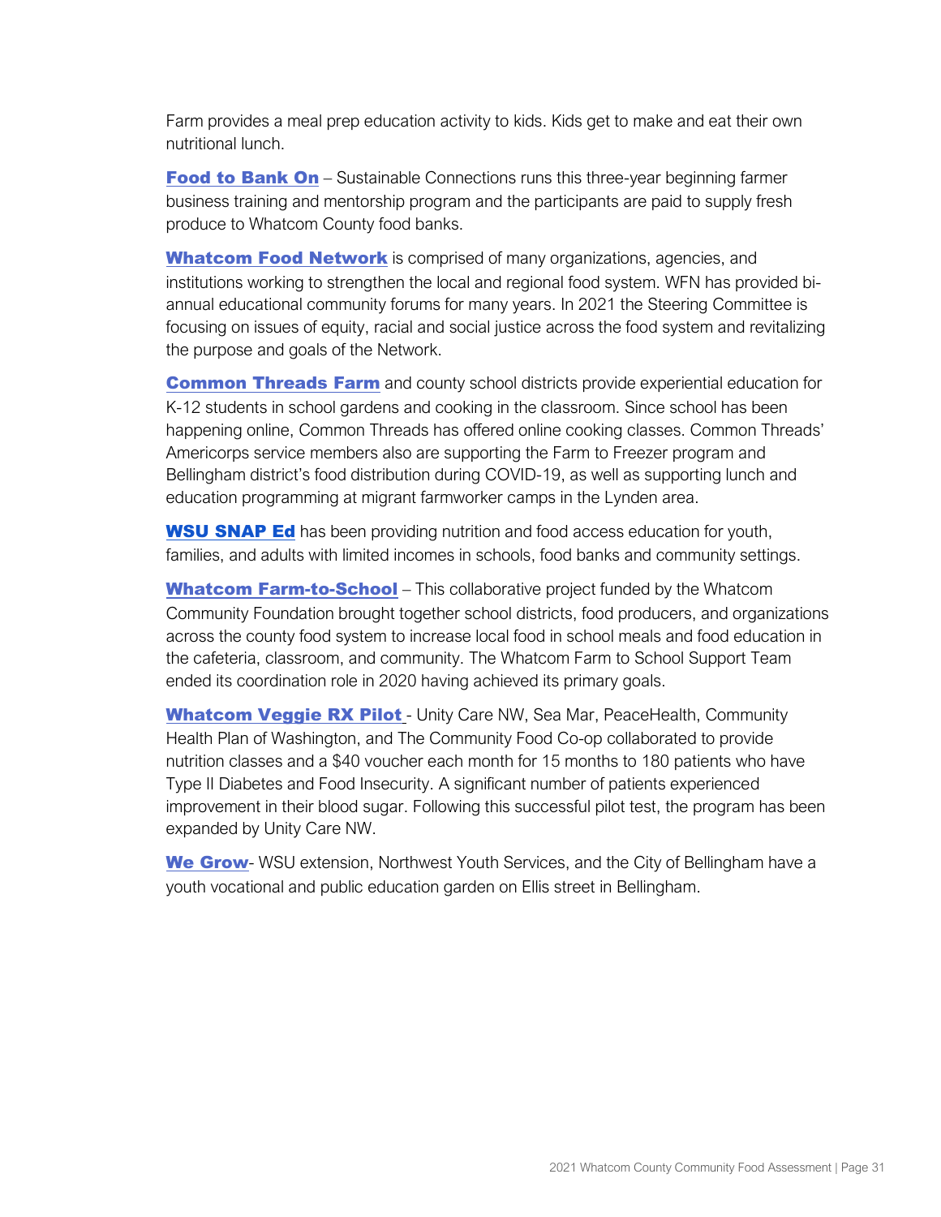Farm provides a meal prep education activity to kids. Kids get to make and eat their own nutritional lunch.

**Food to Bank On** – Sustainable Connections runs this three-year beginning farmer business training and mentorship program and the participants are paid to supply fresh produce to Whatcom County food banks.

**Whatcom Food Network** is comprised of many organizations, agencies, and institutions working to strengthen the local and regional food system. WFN has provided bi-annual educational community forums for many years. In 2021 the Steering Committee is focusing on issues of equity, racial and social justice across the food system and revitalizing the purpose and goals of the Network.

**Common Threads Farm** and county school districts provide experiential education for K-12 students in school gardens and cooking in the classroom. Since school has been happening online, Common Threads has offered online cooking classes. Common Threads' Americorps service members also are supporting the Farm to Freezer program and Bellingham district's food distribution during COVID-19, as well as supporting lunch and education programming at migrant farmworker camps in the Lynden area.

**WSU SNAP Ed** has been providing nutrition and food access education for youth, families, and adults with limited incomes in schools, food banks and community settings.

**Whatcom Farm-to-School** – This collaborative project funded by the Whatcom Community Foundation brought together school districts, food producers, and organizations across the county food system to increase local food in school meals and food education in the cafeteria, classroom, and community. The Whatcom Farm to School Support Team ended its coordination role in 2020 having achieved its primary goals.

**Whatcom Veggie RX Pilot** - Unity Care NW, Sea Mar, PeaceHealth, Community Health Plan of Washington, and The Community Food Co-op collaborated to provide nutrition classes and a $40 voucher each month for 15 months to 180 patients who have Type II Diabetes and Food Insecurity. A significant number of patients experienced improvement in their blood sugar. Following this successful pilot test, the program has been expanded by Unity Care NW.

**We Grow**- WSU extension, Northwest Youth Services, and the City of Bellingham have a youth vocational and public education garden on Ellis street in Bellingham.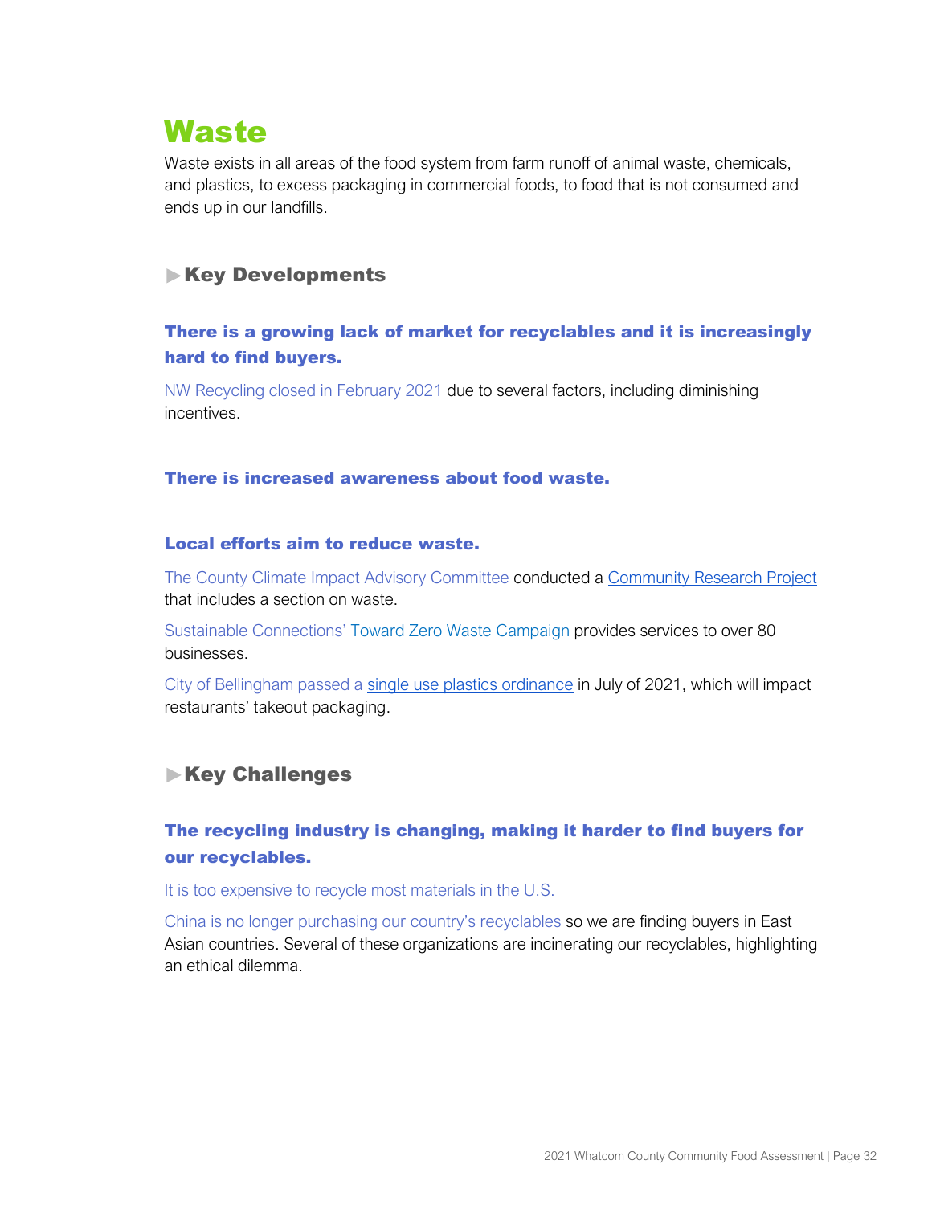# Waste

Waste exists in all areas of the food system from farm runoff of animal waste, chemicals, and plastics, to excess packaging in commercial foods, to food that is not consumed and ends up in our landfills.

## ▶Key Developments

### There is a growing lack of market for recyclables and it is increasingly hard to find buyers.

NW Recycling closed in February 2021 due to several factors, including diminishing incentives.

### There is increased awareness about food waste.

### Local efforts aim to reduce waste.

The County Climate Impact Advisory Committee conducted a Community Research Project that includes a section on waste.

Sustainable Connections' Toward Zero Waste Campaign provides services to over 80 businesses.

City of Bellingham passed a single use plastics ordinance in July of 2021, which will impact restaurants' takeout packaging.

## ▶Key Challenges

### The recycling industry is changing, making it harder to find buyers for our recyclables.

It is too expensive to recycle most materials in the U.S.

China is no longer purchasing our country's recyclables so we are finding buyers in East Asian countries. Several of these organizations are incinerating our recyclables, highlighting an ethical dilemma.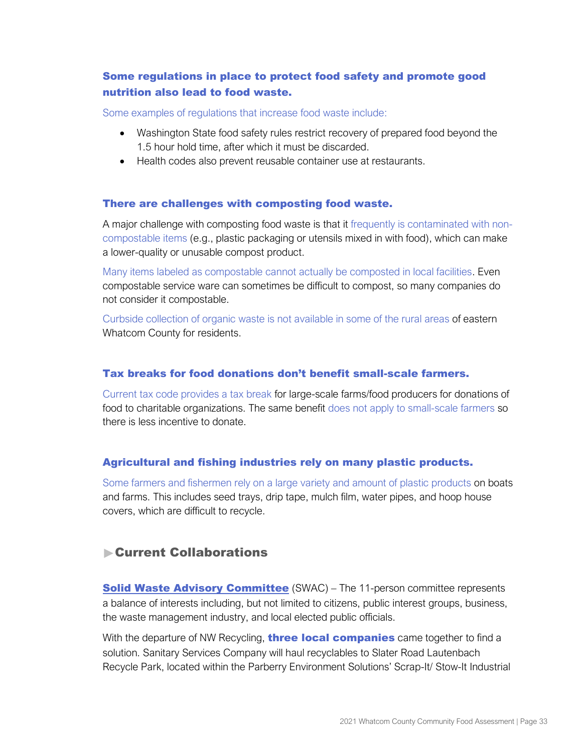### Some regulations in place to protect food safety and promote good nutrition also lead to food waste.

Some examples of regulations that increase food waste include:

- Washington State food safety rules restrict recovery of prepared food beyond the 1.5 hour hold time, after which it must be discarded.
- Health codes also prevent reusable container use at restaurants.

### There are challenges with composting food waste.

A major challenge with composting food waste is that it frequently is contaminated with non-compostable items (e.g., plastic packaging or utensils mixed in with food), which can make a lower-quality or unusable compost product.

Many items labeled as compostable cannot actually be composted in local facilities. Even compostable service ware can sometimes be difficult to compost, so many companies do not consider it compostable.

Curbside collection of organic waste is not available in some of the rural areas of eastern Whatcom County for residents.

### Tax breaks for food donations don't benefit small-scale farmers.

Current tax code provides a tax break for large-scale farms/food producers for donations of food to charitable organizations. The same benefit does not apply to small-scale farmers so there is less incentive to donate.

### Agricultural and fishing industries rely on many plastic products.

Some farmers and fishermen rely on a large variety and amount of plastic products on boats and farms. This includes seed trays, drip tape, mulch film, water pipes, and hoop house covers, which are difficult to recycle.

## ▶Current Collaborations

**Solid Waste Advisory Committee** (SWAC) – The 11-person committee represents a balance of interests including, but not limited to, citizens, public interest groups, business, the waste management industry, and local elected public officials.

With the departure of NW Recycling, **three local companies** came together to find a solution. Sanitary Services Company will haul recyclables to Slater Road Lautenbach Recycle Park, located within the Parberry Environment Solutions' Scrap-It/ Stow-It Industrial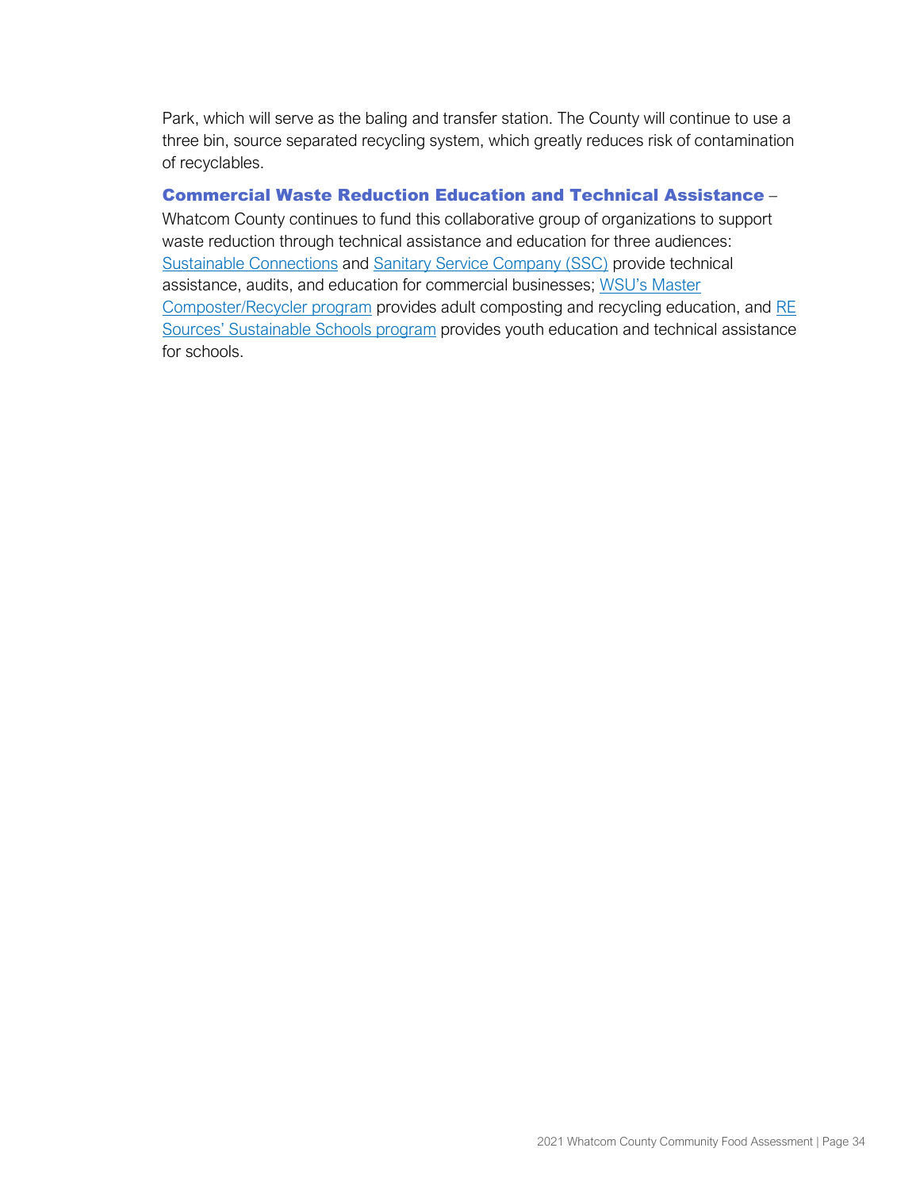Park, which will serve as the baling and transfer station. The County will continue to use a three bin, source separated recycling system, which greatly reduces risk of contamination of recyclables.

**Commercial Waste Reduction Education and Technical Assistance** – Whatcom County continues to fund this collaborative group of organizations to support waste reduction through technical assistance and education for three audiences: Sustainable Connections and Sanitary Service Company (SSC) provide technical assistance, audits, and education for commercial businesses; WSU's Master Composter/Recycler program provides adult composting and recycling education, and RE Sources' Sustainable Schools program provides youth education and technical assistance for schools.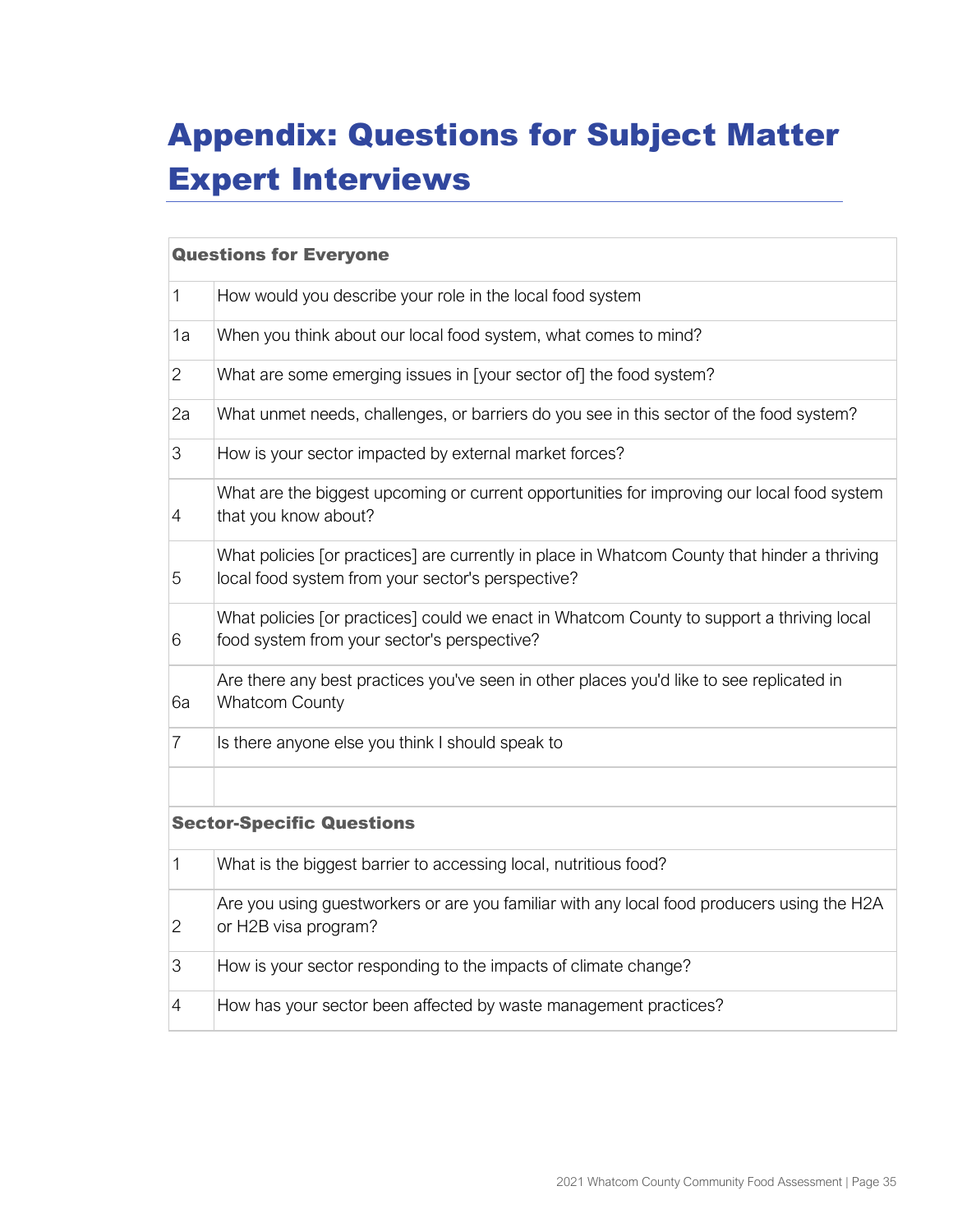# Appendix: Questions for Subject Matter Expert Interviews

| | |
|---|---|
| **Questions for Everyone** | |
| 1 | How would you describe your role in the local food system |
| 1a | When you think about our local food system, what comes to mind? |
| 2 | What are some emerging issues in [your sector of] the food system? |
| 2a | What unmet needs, challenges, or barriers do you see in this sector of the food system? |
| 3 | How is your sector impacted by external market forces? |
| 4 | What are the biggest upcoming or current opportunities for improving our local food system that you know about? |
| 5 | What policies [or practices] are currently in place in Whatcom County that hinder a thriving local food system from your sector's perspective? |
| 6 | What policies [or practices] could we enact in Whatcom County to support a thriving local food system from your sector's perspective? |
| 6a | Are there any best practices you've seen in other places you'd like to see replicated in Whatcom County |
| 7 | Is there anyone else you think I should speak to |
| | |
| **Sector-Specific Questions** | |
| 1 | What is the biggest barrier to accessing local, nutritious food? |
| 2 | Are you using guestworkers or are you familiar with any local food producers using the H2A or H2B visa program? |
| 3 | How is your sector responding to the impacts of climate change? |
| 4 | How has your sector been affected by waste management practices? |